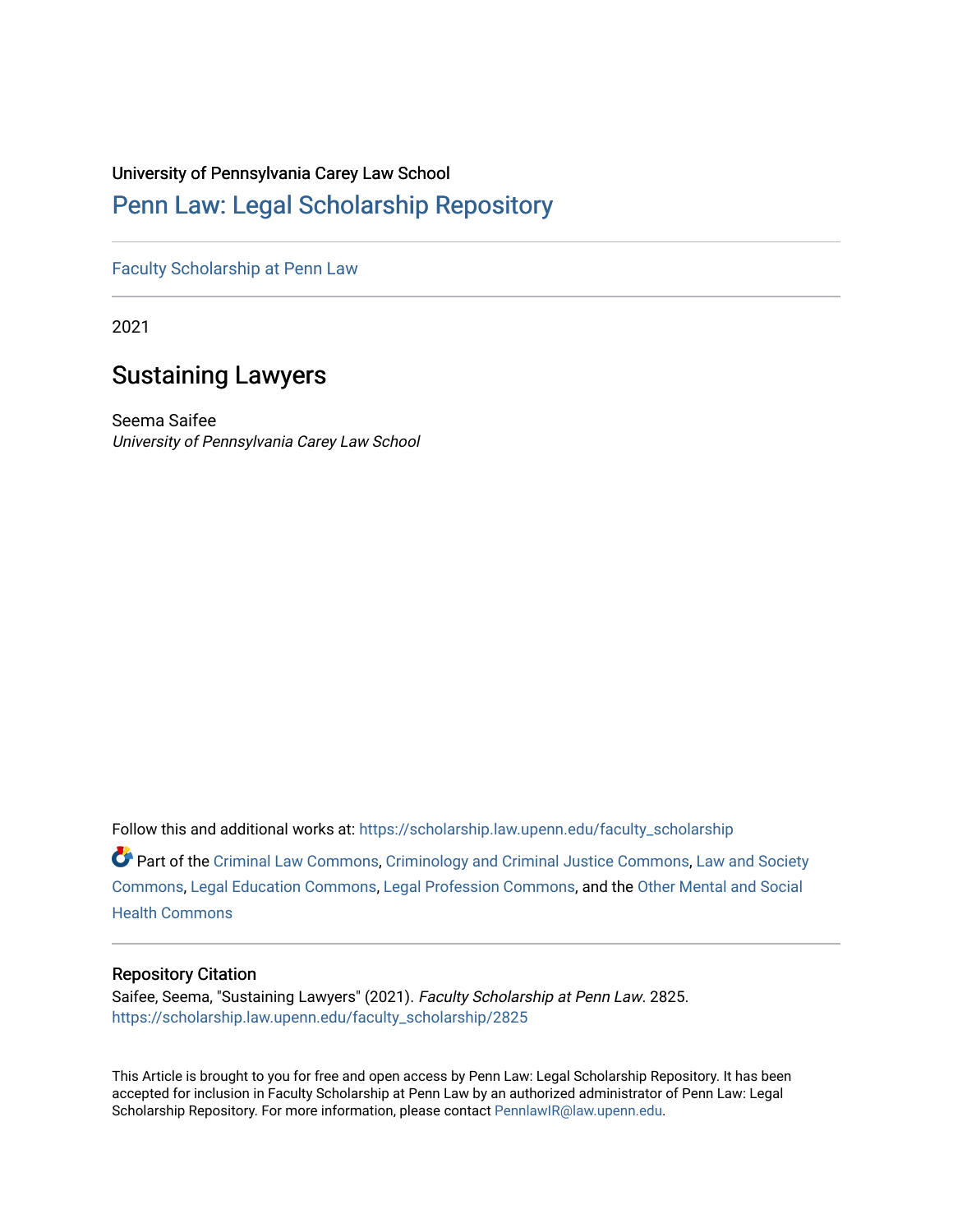University of Pennsylvania Carey Law School

# Penn Law: Legal Scholarship Repository

Faculty Scholarship at Penn Law

---

2021

## Sustaining Lawyers

Seema Saifee
*University of Pennsylvania Carey Law School*

Follow this and additional works at: https://scholarship.law.upenn.edu/faculty_scholarship

Part of the Criminal Law Commons, Criminology and Criminal Justice Commons, Law and Society Commons, Legal Education Commons, Legal Profession Commons, and the Other Mental and Social Health Commons

---

### Repository Citation

Saifee, Seema, "Sustaining Lawyers" (2021). *Faculty Scholarship at Penn Law*. 2825.
https://scholarship.law.upenn.edu/faculty_scholarship/2825

This Article is brought to you for free and open access by Penn Law: Legal Scholarship Repository. It has been accepted for inclusion in Faculty Scholarship at Penn Law by an authorized administrator of Penn Law: Legal Scholarship Repository. For more information, please contact PennlawIR@law.upenn.edu.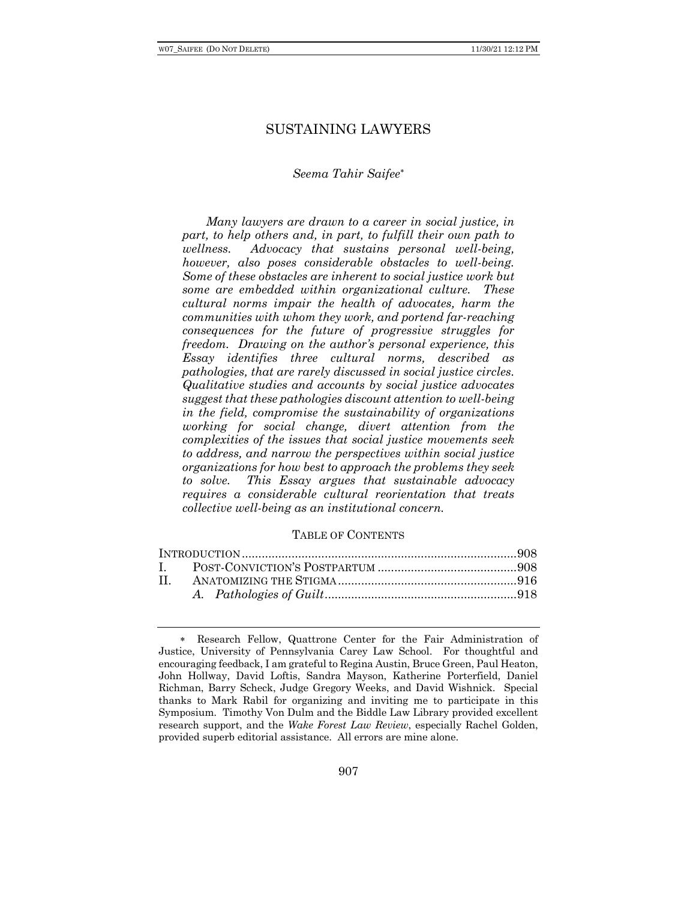# SUSTAINING LAWYERS

*Seema Tahir Saifee*[*]

> *Many lawyers are drawn to a career in social justice, in part, to help others and, in part, to fulfill their own path to wellness. Advocacy that sustains personal well-being, however, also poses considerable obstacles to well-being. Some of these obstacles are inherent to social justice work but some are embedded within organizational culture. These cultural norms impair the health of advocates, harm the communities with whom they work, and portend far-reaching consequences for the future of progressive struggles for freedom. Drawing on the author's personal experience, this Essay identifies three cultural norms, described as pathologies, that are rarely discussed in social justice circles. Qualitative studies and accounts by social justice advocates suggest that these pathologies discount attention to well-being in the field, compromise the sustainability of organizations working for social change, divert attention from the complexities of the issues that social justice movements seek to address, and narrow the perspectives within social justice organizations for how best to approach the problems they seek to solve. This Essay argues that sustainable advocacy requires a considerable cultural reorientation that treats collective well-being as an institutional concern.*

## TABLE OF CONTENTS

| | | |
|---|---|---|
| INTRODUCTION | | 908 |
| I. | POST-CONVICTION'S POSTPARTUM | 908 |
| II. | ANATOMIZING THE STIGMA | 916 |
| | *A. Pathologies of Guilt* | 918 |

[*] Research Fellow, Quattrone Center for the Fair Administration of Justice, University of Pennsylvania Carey Law School. For thoughtful and encouraging feedback, I am grateful to Regina Austin, Bruce Green, Paul Heaton, John Hollway, David Loftis, Sandra Mayson, Katherine Porterfield, Daniel Richman, Barry Scheck, Judge Gregory Weeks, and David Wishnick. Special thanks to Mark Rabil for organizing and inviting me to participate in this Symposium. Timothy Von Dulm and the Biddle Law Library provided excellent research support, and the *Wake Forest Law Review*, especially Rachel Golden, provided superb editorial assistance. All errors are mine alone.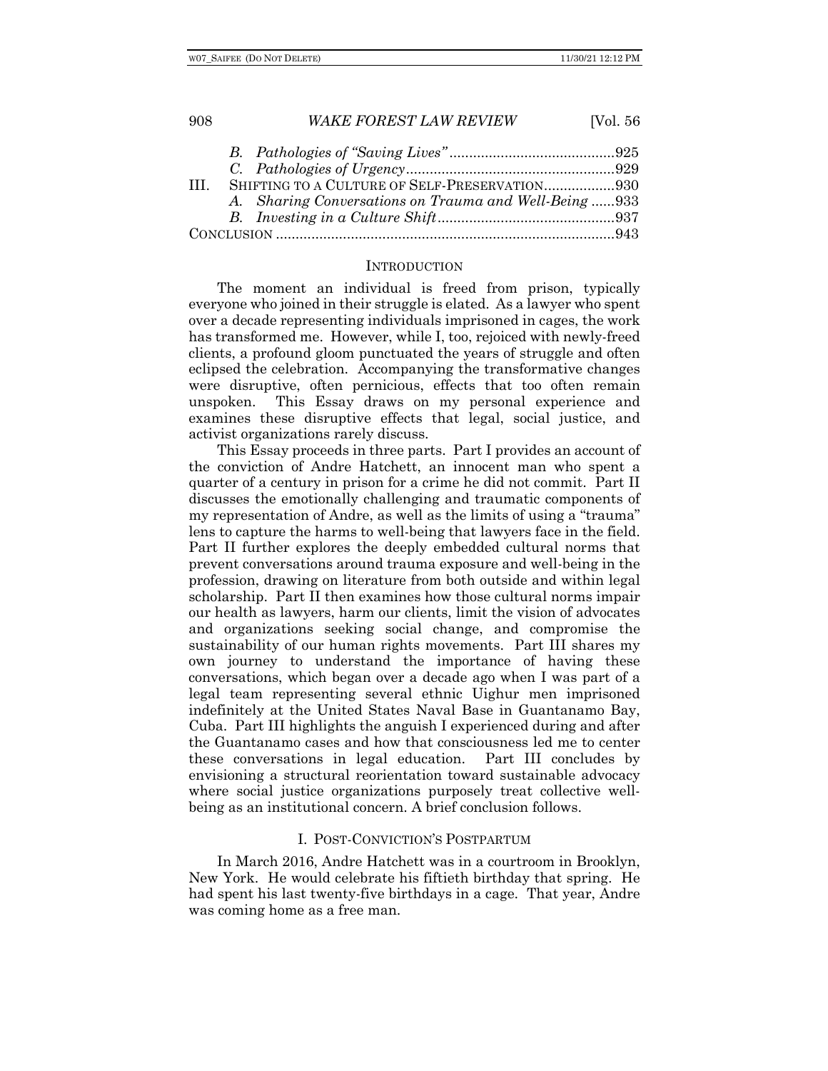B. *Pathologies of "Saving Lives"* ..........................................925
C. *Pathologies of Urgency* ....................................................929

III. SHIFTING TO A CULTURE OF SELF-PRESERVATION..................930
A. *Sharing Conversations on Trauma and Well-Being* ......933
B. *Investing in a Culture Shift* .............................................937

CONCLUSION .....................................................................................943

## INTRODUCTION

The moment an individual is freed from prison, typically everyone who joined in their struggle is elated. As a lawyer who spent over a decade representing individuals imprisoned in cages, the work has transformed me. However, while I, too, rejoiced with newly-freed clients, a profound gloom punctuated the years of struggle and often eclipsed the celebration. Accompanying the transformative changes were disruptive, often pernicious, effects that too often remain unspoken. This Essay draws on my personal experience and examines these disruptive effects that legal, social justice, and activist organizations rarely discuss.

This Essay proceeds in three parts. Part I provides an account of the conviction of Andre Hatchett, an innocent man who spent a quarter of a century in prison for a crime he did not commit. Part II discusses the emotionally challenging and traumatic components of my representation of Andre, as well as the limits of using a "trauma" lens to capture the harms to well-being that lawyers face in the field. Part II further explores the deeply embedded cultural norms that prevent conversations around trauma exposure and well-being in the profession, drawing on literature from both outside and within legal scholarship. Part II then examines how those cultural norms impair our health as lawyers, harm our clients, limit the vision of advocates and organizations seeking social change, and compromise the sustainability of our human rights movements. Part III shares my own journey to understand the importance of having these conversations, which began over a decade ago when I was part of a legal team representing several ethnic Uighur men imprisoned indefinitely at the United States Naval Base in Guantanamo Bay, Cuba. Part III highlights the anguish I experienced during and after the Guantanamo cases and how that consciousness led me to center these conversations in legal education. Part III concludes by envisioning a structural reorientation toward sustainable advocacy where social justice organizations purposely treat collective well-being as an institutional concern. A brief conclusion follows.

## I. POST-CONVICTION'S POSTPARTUM

In March 2016, Andre Hatchett was in a courtroom in Brooklyn, New York. He would celebrate his fiftieth birthday that spring. He had spent his last twenty-five birthdays in a cage. That year, Andre was coming home as a free man.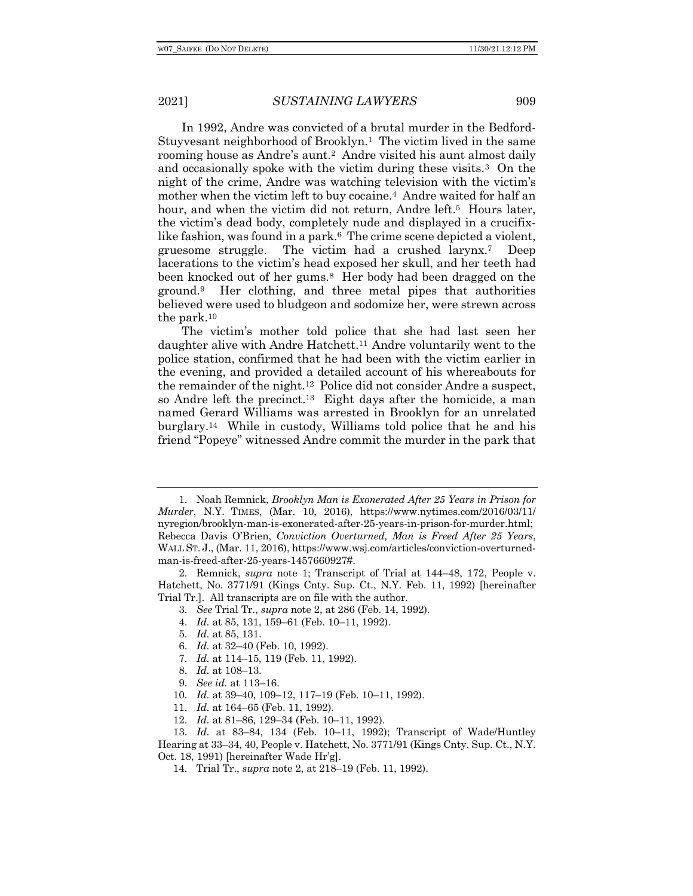In 1992, Andre was convicted of a brutal murder in the Bedford-Stuyvesant neighborhood of Brooklyn.[1] The victim lived in the same rooming house as Andre's aunt.[2] Andre visited his aunt almost daily and occasionally spoke with the victim during these visits.[3] On the night of the crime, Andre was watching television with the victim's mother when the victim left to buy cocaine.[4] Andre waited for half an hour, and when the victim did not return, Andre left.[5] Hours later, the victim's dead body, completely nude and displayed in a crucifix-like fashion, was found in a park.[6] The crime scene depicted a violent, gruesome struggle. The victim had a crushed larynx.[7] Deep lacerations to the victim's head exposed her skull, and her teeth had been knocked out of her gums.[8] Her body had been dragged on the ground.[9] Her clothing, and three metal pipes that authorities believed were used to bludgeon and sodomize her, were strewn across the park.[10]

The victim's mother told police that she had last seen her daughter alive with Andre Hatchett.[11] Andre voluntarily went to the police station, confirmed that he had been with the victim earlier in the evening, and provided a detailed account of his whereabouts for the remainder of the night.[12] Police did not consider Andre a suspect, so Andre left the precinct.[13] Eight days after the homicide, a man named Gerard Williams was arrested in Brooklyn for an unrelated burglary.[14] While in custody, Williams told police that he and his friend "Popeye" witnessed Andre commit the murder in the park that

---

1. Noah Remnick, *Brooklyn Man is Exonerated After 25 Years in Prison for Murder*, N.Y. TIMES, (Mar. 10, 2016), https://www.nytimes.com/2016/03/11/nyregion/brooklyn-man-is-exonerated-after-25-years-in-prison-for-murder.html; Rebecca Davis O'Brien, *Conviction Overturned, Man is Freed After 25 Years*, WALL ST. J., (Mar. 11, 2016), https://www.wsj.com/articles/conviction-overturned-man-is-freed-after-25-years-1457660927#.

2. Remnick, *supra* note 1; Transcript of Trial at 144–48, 172, People v. Hatchett, No. 3771/91 (Kings Cnty. Sup. Ct., N.Y. Feb. 11, 1992) [hereinafter Trial Tr.]. All transcripts are on file with the author.

3. *See* Trial Tr., *supra* note 2, at 286 (Feb. 14, 1992).

4. *Id.* at 85, 131, 159–61 (Feb. 10–11, 1992).

5. *Id.* at 85, 131.

6. *Id.* at 32–40 (Feb. 10, 1992).

7. *Id.* at 114–15, 119 (Feb. 11, 1992).

8. *Id.* at 108–13.

9. *See id.* at 113–16.

10. *Id.* at 39–40, 109–12, 117–19 (Feb. 10–11, 1992).

11. *Id.* at 164–65 (Feb. 11, 1992).

12. *Id.* at 81–86, 129–34 (Feb. 10–11, 1992).

13. *Id.* at 83–84, 134 (Feb. 10–11, 1992); Transcript of Wade/Huntley Hearing at 33–34, 40, People v. Hatchett, No. 3771/91 (Kings Cnty. Sup. Ct., N.Y. Oct. 18, 1991) [hereinafter Wade Hr'g].

14. Trial Tr., *supra* note 2, at 218–19 (Feb. 11, 1992).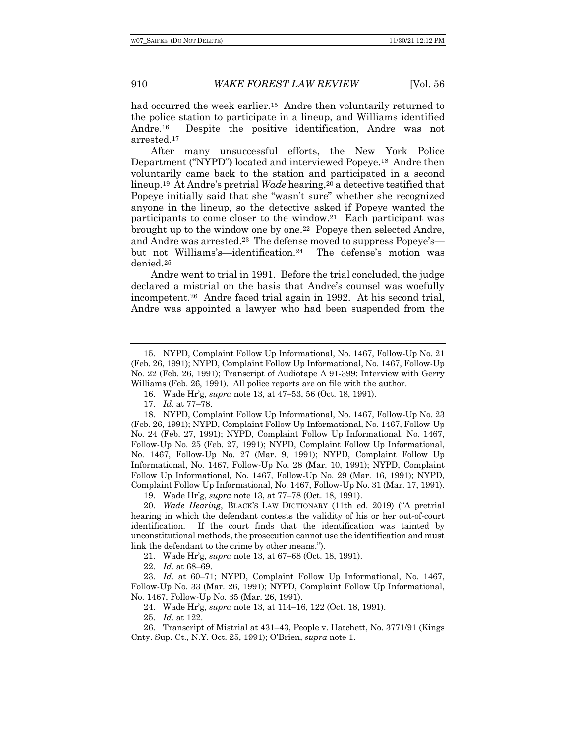had occurred the week earlier.[15] Andre then voluntarily returned to the police station to participate in a lineup, and Williams identified Andre.[16] Despite the positive identification, Andre was not arrested.[17]

After many unsuccessful efforts, the New York Police Department ("NYPD") located and interviewed Popeye.[18] Andre then voluntarily came back to the station and participated in a second lineup.[19] At Andre's pretrial *Wade* hearing,[20] a detective testified that Popeye initially said that she "wasn't sure" whether she recognized anyone in the lineup, so the detective asked if Popeye wanted the participants to come closer to the window.[21] Each participant was brought up to the window one by one.[22] Popeye then selected Andre, and Andre was arrested.[23] The defense moved to suppress Popeye's—but not Williams's—identification.[24] The defense's motion was denied.[25]

Andre went to trial in 1991. Before the trial concluded, the judge declared a mistrial on the basis that Andre's counsel was woefully incompetent.[26] Andre faced trial again in 1992. At his second trial, Andre was appointed a lawyer who had been suspended from the

---

15. NYPD, Complaint Follow Up Informational, No. 1467, Follow-Up No. 21 (Feb. 26, 1991); NYPD, Complaint Follow Up Informational, No. 1467, Follow-Up No. 22 (Feb. 26, 1991); Transcript of Audiotape A 91-399: Interview with Gerry Williams (Feb. 26, 1991). All police reports are on file with the author.

16. Wade Hr'g, *supra* note 13, at 47–53, 56 (Oct. 18, 1991).

17. *Id.* at 77–78.

18. NYPD, Complaint Follow Up Informational, No. 1467, Follow-Up No. 23 (Feb. 26, 1991); NYPD, Complaint Follow Up Informational, No. 1467, Follow-Up No. 24 (Feb. 27, 1991); NYPD, Complaint Follow Up Informational, No. 1467, Follow-Up No. 25 (Feb. 27, 1991); NYPD, Complaint Follow Up Informational, No. 1467, Follow-Up No. 27 (Mar. 9, 1991); NYPD, Complaint Follow Up Informational, No. 1467, Follow-Up No. 28 (Mar. 10, 1991); NYPD, Complaint Follow Up Informational, No. 1467, Follow-Up No. 29 (Mar. 16, 1991); NYPD, Complaint Follow Up Informational, No. 1467, Follow-Up No. 31 (Mar. 17, 1991).

19. Wade Hr'g, *supra* note 13, at 77–78 (Oct. 18, 1991).

20. *Wade Hearing*, BLACK'S LAW DICTIONARY (11th ed. 2019) ("A pretrial hearing in which the defendant contests the validity of his or her out-of-court identification. If the court finds that the identification was tainted by unconstitutional methods, the prosecution cannot use the identification and must link the defendant to the crime by other means.").

21. Wade Hr'g, *supra* note 13, at 67–68 (Oct. 18, 1991).

22. *Id.* at 68–69.

23. *Id.* at 60–71; NYPD, Complaint Follow Up Informational, No. 1467, Follow-Up No. 33 (Mar. 26, 1991); NYPD, Complaint Follow Up Informational, No. 1467, Follow-Up No. 35 (Mar. 26, 1991).

24. Wade Hr'g, *supra* note 13, at 114–16, 122 (Oct. 18, 1991).

25. *Id.* at 122.

26. Transcript of Mistrial at 431–43, People v. Hatchett, No. 3771/91 (Kings Cnty. Sup. Ct., N.Y. Oct. 25, 1991); O'Brien, *supra* note 1.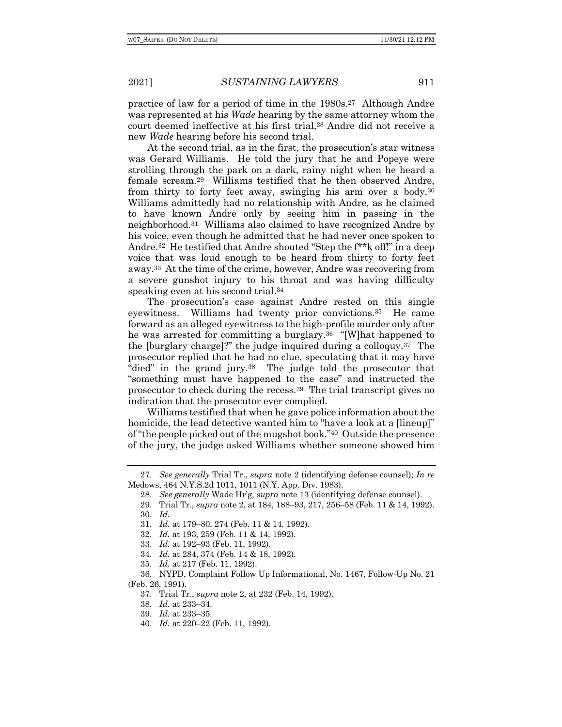practice of law for a period of time in the 1980s.[27] Although Andre was represented at his *Wade* hearing by the same attorney whom the court deemed ineffective at his first trial,[28] Andre did not receive a new *Wade* hearing before his second trial.

At the second trial, as in the first, the prosecution's star witness was Gerard Williams. He told the jury that he and Popeye were strolling through the park on a dark, rainy night when he heard a female scream.[29] Williams testified that he then observed Andre, from thirty to forty feet away, swinging his arm over a body.[30] Williams admittedly had no relationship with Andre, as he claimed to have known Andre only by seeing him in passing in the neighborhood.[31] Williams also claimed to have recognized Andre by his voice, even though he admitted that he had never once spoken to Andre.[32] He testified that Andre shouted "Step the f**k off!" in a deep voice that was loud enough to be heard from thirty to forty feet away.[33] At the time of the crime, however, Andre was recovering from a severe gunshot injury to his throat and was having difficulty speaking even at his second trial.[34]

The prosecution's case against Andre rested on this single eyewitness. Williams had twenty prior convictions.[35] He came forward as an alleged eyewitness to the high-profile murder only after he was arrested for committing a burglary.[36] "[W]hat happened to the [burglary charge]?" the judge inquired during a colloquy.[37] The prosecutor replied that he had no clue, speculating that it may have "died" in the grand jury.[38] The judge told the prosecutor that "something must have happened to the case" and instructed the prosecutor to check during the recess.[39] The trial transcript gives no indication that the prosecutor ever complied.

Williams testified that when he gave police information about the homicide, the lead detective wanted him to "have a look at a [lineup]" of "the people picked out of the mugshot book."[40] Outside the presence of the jury, the judge asked Williams whether someone showed him

---

27. *See generally* Trial Tr., *supra* note 2 (identifying defense counsel); *In re* Medows, 464 N.Y.S.2d 1011, 1011 (N.Y. App. Div. 1983).

28. *See generally* Wade Hr'g, *supra* note 13 (identifying defense counsel).

29. Trial Tr., *supra* note 2, at 184, 188–93, 217, 256–58 (Feb. 11 & 14, 1992).

30. *Id.*

31. *Id.* at 179–80, 274 (Feb. 11 & 14, 1992).

32. *Id.* at 193, 259 (Feb. 11 & 14, 1992).

33. *Id.* at 192–93 (Feb. 11, 1992).

34. *Id.* at 284, 374 (Feb. 14 & 18, 1992).

35. *Id.* at 217 (Feb. 11, 1992).

36. NYPD, Complaint Follow Up Informational, No. 1467, Follow-Up No. 21 (Feb. 26, 1991).

37. Trial Tr., *supra* note 2, at 232 (Feb. 14, 1992).

38. *Id.* at 233–34.

39. *Id.* at 233–35.

40. *Id.* at 220–22 (Feb. 11, 1992).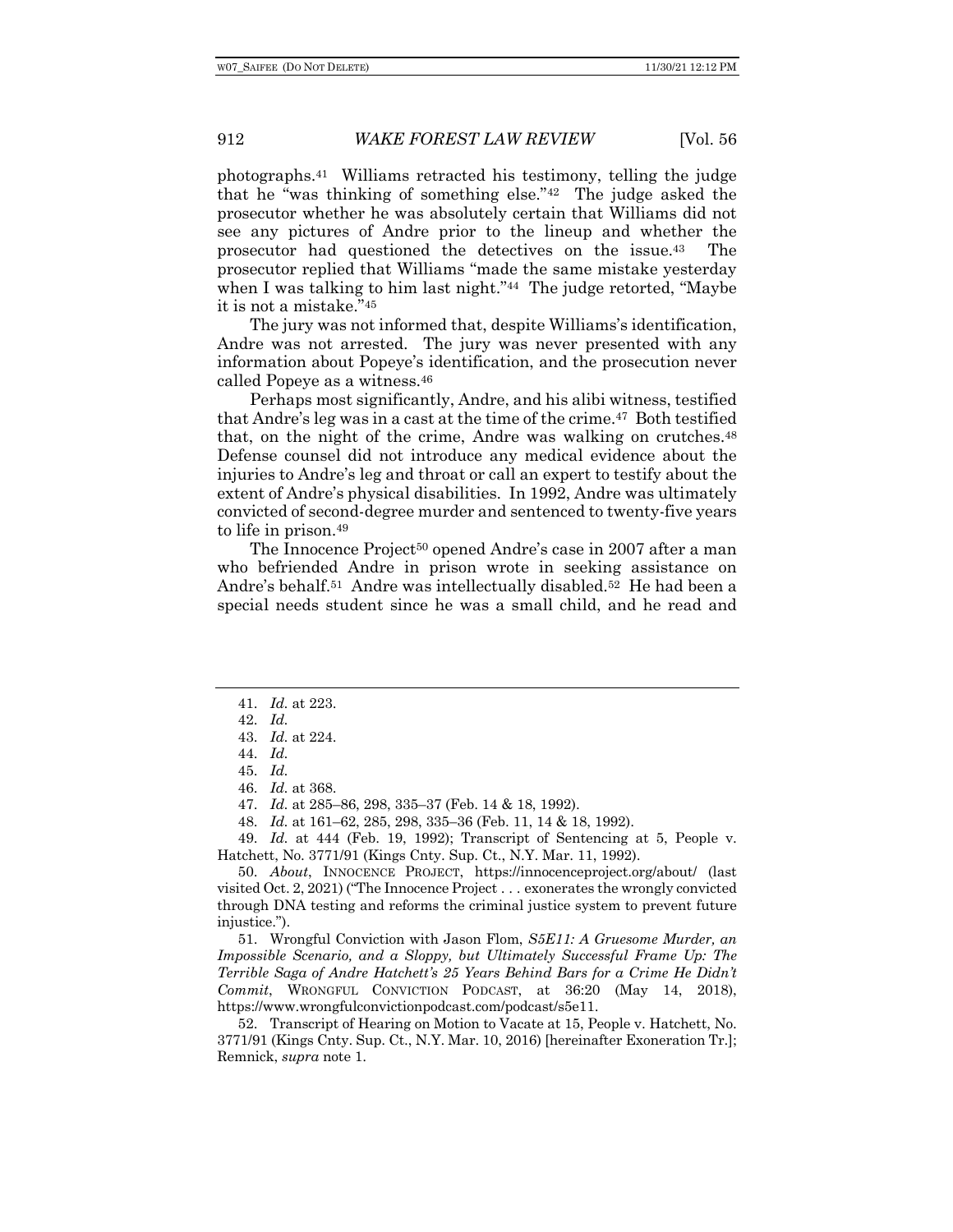photographs.[41] Williams retracted his testimony, telling the judge that he "was thinking of something else."[42] The judge asked the prosecutor whether he was absolutely certain that Williams did not see any pictures of Andre prior to the lineup and whether the prosecutor had questioned the detectives on the issue.[43] The prosecutor replied that Williams "made the same mistake yesterday when I was talking to him last night."[44] The judge retorted, "Maybe it is not a mistake."[45]

The jury was not informed that, despite Williams's identification, Andre was not arrested. The jury was never presented with any information about Popeye's identification, and the prosecution never called Popeye as a witness.[46]

Perhaps most significantly, Andre, and his alibi witness, testified that Andre's leg was in a cast at the time of the crime.[47] Both testified that, on the night of the crime, Andre was walking on crutches.[48] Defense counsel did not introduce any medical evidence about the injuries to Andre's leg and throat or call an expert to testify about the extent of Andre's physical disabilities. In 1992, Andre was ultimately convicted of second-degree murder and sentenced to twenty-five years to life in prison.[49]

The Innocence Project[50] opened Andre's case in 2007 after a man who befriended Andre in prison wrote in seeking assistance on Andre's behalf.[51] Andre was intellectually disabled.[52] He had been a special needs student since he was a small child, and he read and

---

41. *Id.* at 223.

42. *Id.*

43. *Id.* at 224.

44. *Id.*

45. *Id.*

46. *Id.* at 368.

47. *Id.* at 285–86, 298, 335–37 (Feb. 14 & 18, 1992).

48. *Id.* at 161–62, 285, 298, 335–36 (Feb. 11, 14 & 18, 1992).

49. *Id.* at 444 (Feb. 19, 1992); Transcript of Sentencing at 5, People v. Hatchett, No. 3771/91 (Kings Cnty. Sup. Ct., N.Y. Mar. 11, 1992).

50. *About*, INNOCENCE PROJECT, https://innocenceproject.org/about/ (last visited Oct. 2, 2021) ("The Innocence Project . . . exonerates the wrongly convicted through DNA testing and reforms the criminal justice system to prevent future injustice.").

51. Wrongful Conviction with Jason Flom, *S5E11: A Gruesome Murder, an Impossible Scenario, and a Sloppy, but Ultimately Successful Frame Up: The Terrible Saga of Andre Hatchett's 25 Years Behind Bars for a Crime He Didn't Commit*, WRONGFUL CONVICTION PODCAST, at 36:20 (May 14, 2018), https://www.wrongfulconvictionpodcast.com/podcast/s5e11.

52. Transcript of Hearing on Motion to Vacate at 15, People v. Hatchett, No. 3771/91 (Kings Cnty. Sup. Ct., N.Y. Mar. 10, 2016) [hereinafter Exoneration Tr.]; Remnick, *supra* note 1.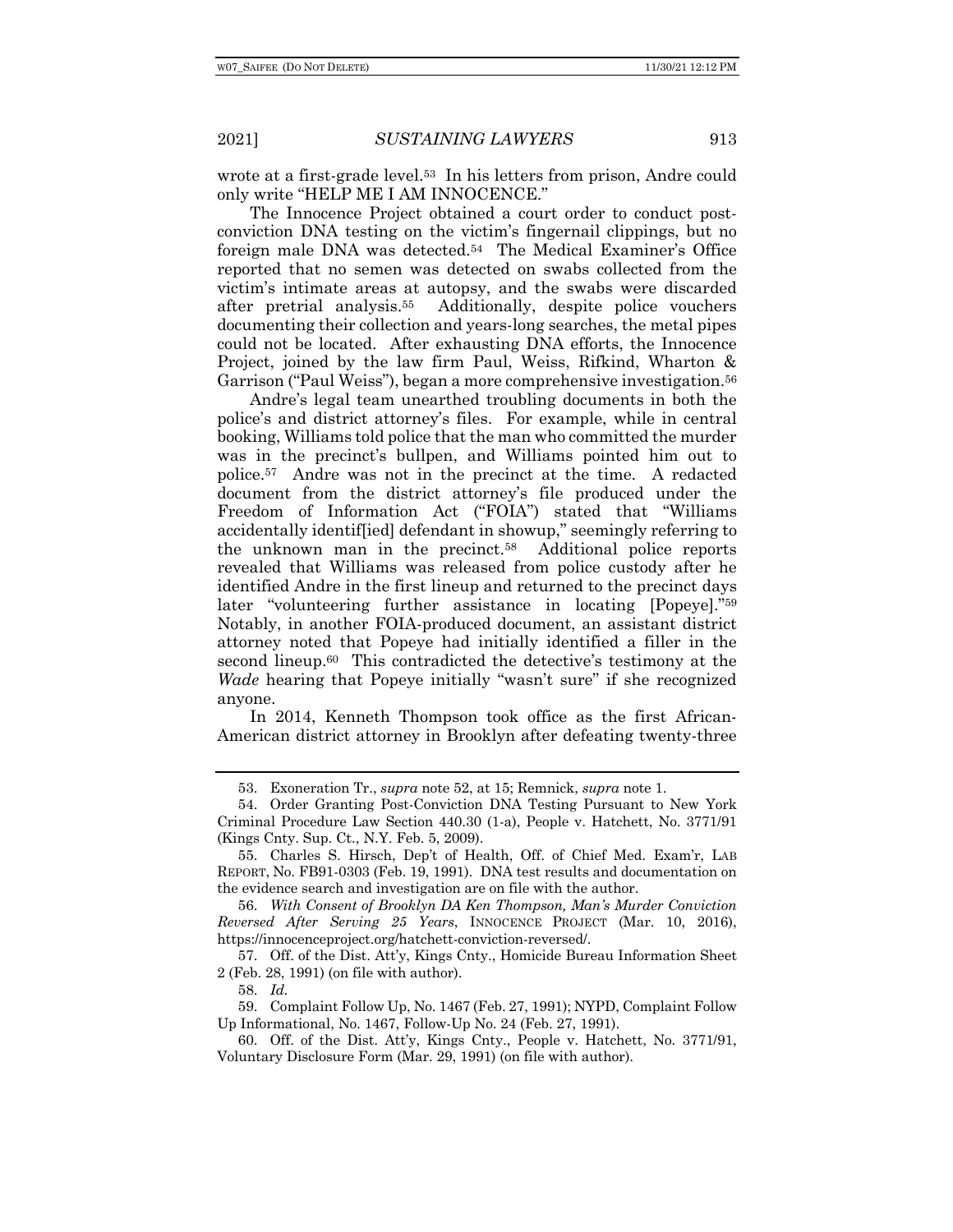wrote at a first-grade level.[53] In his letters from prison, Andre could only write "HELP ME I AM INNOCENCE."

The Innocence Project obtained a court order to conduct post-conviction DNA testing on the victim's fingernail clippings, but no foreign male DNA was detected.[54] The Medical Examiner's Office reported that no semen was detected on swabs collected from the victim's intimate areas at autopsy, and the swabs were discarded after pretrial analysis.[55] Additionally, despite police vouchers documenting their collection and years-long searches, the metal pipes could not be located. After exhausting DNA efforts, the Innocence Project, joined by the law firm Paul, Weiss, Rifkind, Wharton & Garrison ("Paul Weiss"), began a more comprehensive investigation.[56]

Andre's legal team unearthed troubling documents in both the police's and district attorney's files. For example, while in central booking, Williams told police that the man who committed the murder was in the precinct's bullpen, and Williams pointed him out to police.[57] Andre was not in the precinct at the time. A redacted document from the district attorney's file produced under the Freedom of Information Act ("FOIA") stated that "Williams accidentally identif[ied] defendant in showup," seemingly referring to the unknown man in the precinct.[58] Additional police reports revealed that Williams was released from police custody after he identified Andre in the first lineup and returned to the precinct days later "volunteering further assistance in locating [Popeye]."[59] Notably, in another FOIA-produced document, an assistant district attorney noted that Popeye had initially identified a filler in the second lineup.[60] This contradicted the detective's testimony at the *Wade* hearing that Popeye initially "wasn't sure" if she recognized anyone.

In 2014, Kenneth Thompson took office as the first African-American district attorney in Brooklyn after defeating twenty-three

---

53. Exoneration Tr., *supra* note 52, at 15; Remnick, *supra* note 1.

54. Order Granting Post-Conviction DNA Testing Pursuant to New York Criminal Procedure Law Section 440.30 (1-a), People v. Hatchett, No. 3771/91 (Kings Cnty. Sup. Ct., N.Y. Feb. 5, 2009).

55. Charles S. Hirsch, Dep't of Health, Off. of Chief Med. Exam'r, LAB REPORT, No. FB91-0303 (Feb. 19, 1991). DNA test results and documentation on the evidence search and investigation are on file with the author.

56. *With Consent of Brooklyn DA Ken Thompson, Man's Murder Conviction Reversed After Serving 25 Years*, INNOCENCE PROJECT (Mar. 10, 2016), https://innocenceproject.org/hatchett-conviction-reversed/.

57. Off. of the Dist. Att'y, Kings Cnty., Homicide Bureau Information Sheet 2 (Feb. 28, 1991) (on file with author).

58. *Id.*

59. Complaint Follow Up, No. 1467 (Feb. 27, 1991); NYPD, Complaint Follow Up Informational, No. 1467, Follow-Up No. 24 (Feb. 27, 1991).

60. Off. of the Dist. Att'y, Kings Cnty., People v. Hatchett, No. 3771/91, Voluntary Disclosure Form (Mar. 29, 1991) (on file with author).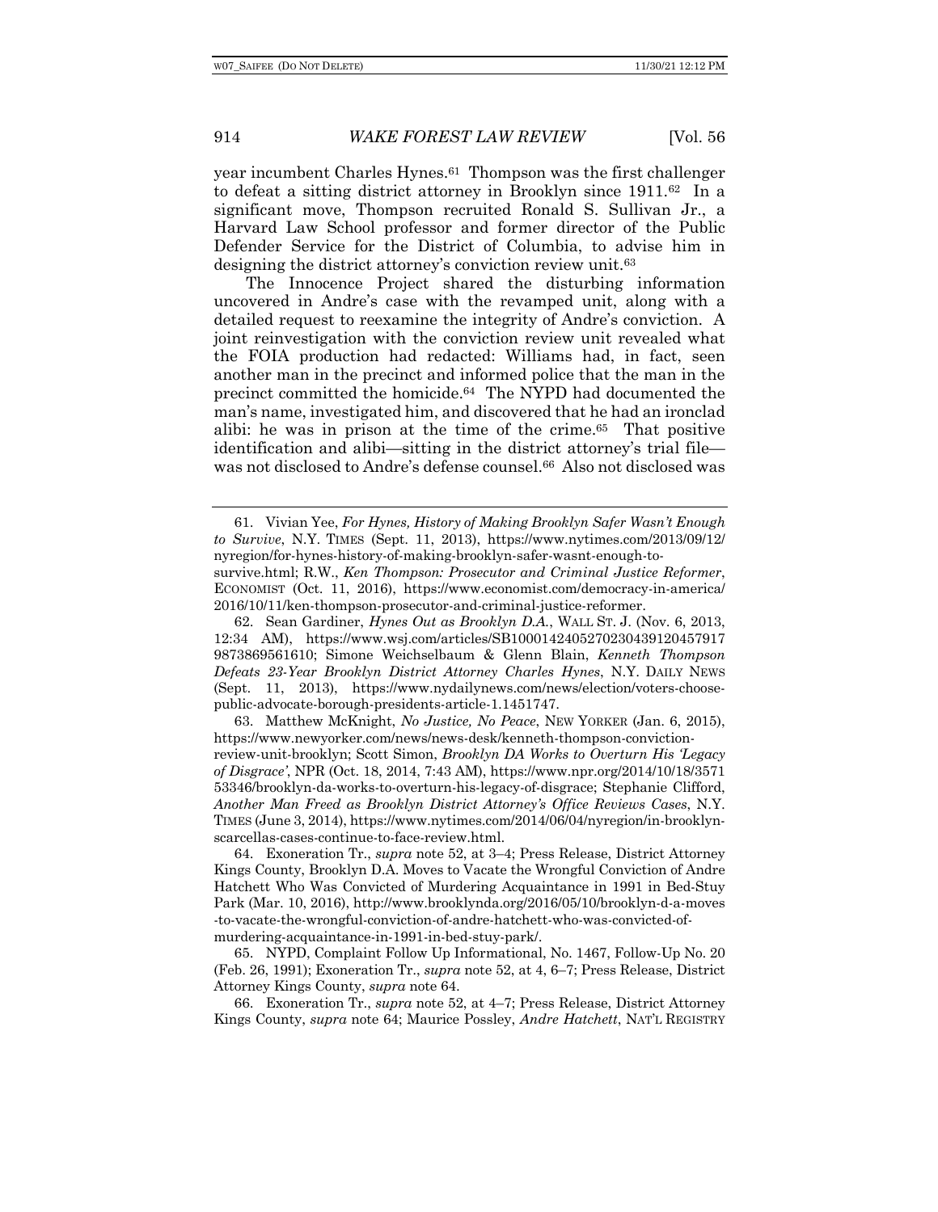year incumbent Charles Hynes.[61] Thompson was the first challenger to defeat a sitting district attorney in Brooklyn since 1911.[62] In a significant move, Thompson recruited Ronald S. Sullivan Jr., a Harvard Law School professor and former director of the Public Defender Service for the District of Columbia, to advise him in designing the district attorney's conviction review unit.[63]

The Innocence Project shared the disturbing information uncovered in Andre's case with the revamped unit, along with a detailed request to reexamine the integrity of Andre's conviction. A joint reinvestigation with the conviction review unit revealed what the FOIA production had redacted: Williams had, in fact, seen another man in the precinct and informed police that the man in the precinct committed the homicide.[64] The NYPD had documented the man's name, investigated him, and discovered that he had an ironclad alibi: he was in prison at the time of the crime.[65] That positive identification and alibi—sitting in the district attorney's trial file—was not disclosed to Andre's defense counsel.[66] Also not disclosed was

---

61. Vivian Yee, *For Hynes, History of Making Brooklyn Safer Wasn't Enough to Survive*, N.Y. TIMES (Sept. 11, 2013), https://www.nytimes.com/2013/09/12/nyregion/for-hynes-history-of-making-brooklyn-safer-wasnt-enough-to-survive.html; R.W., *Ken Thompson: Prosecutor and Criminal Justice Reformer*, ECONOMIST (Oct. 11, 2016), https://www.economist.com/democracy-in-america/2016/10/11/ken-thompson-prosecutor-and-criminal-justice-reformer.

62. Sean Gardiner, *Hynes Out as Brooklyn D.A.*, WALL ST. J. (Nov. 6, 2013, 12:34 AM), https://www.wsj.com/articles/SB10001424052702304391204579179873869561610; Simone Weichselbaum & Glenn Blain, *Kenneth Thompson Defeats 23-Year Brooklyn District Attorney Charles Hynes*, N.Y. DAILY NEWS (Sept. 11, 2013), https://www.nydailynews.com/news/election/voters-choose-public-advocate-borough-presidents-article-1.1451747.

63. Matthew McKnight, *No Justice, No Peace*, NEW YORKER (Jan. 6, 2015), https://www.newyorker.com/news/news-desk/kenneth-thompson-conviction-review-unit-brooklyn; Scott Simon, *Brooklyn DA Works to Overturn His 'Legacy of Disgrace'*, NPR (Oct. 18, 2014, 7:43 AM), https://www.npr.org/2014/10/18/357153346/brooklyn-da-works-to-overturn-his-legacy-of-disgrace; Stephanie Clifford, *Another Man Freed as Brooklyn District Attorney's Office Reviews Cases*, N.Y. TIMES (June 3, 2014), https://www.nytimes.com/2014/06/04/nyregion/in-brooklyn-scarcellas-cases-continue-to-face-review.html.

64. Exoneration Tr., *supra* note 52, at 3–4; Press Release, District Attorney Kings County, Brooklyn D.A. Moves to Vacate the Wrongful Conviction of Andre Hatchett Who Was Convicted of Murdering Acquaintance in 1991 in Bed-Stuy Park (Mar. 10, 2016), http://www.brooklynda.org/2016/05/10/brooklyn-d-a-moves-to-vacate-the-wrongful-conviction-of-andre-hatchett-who-was-convicted-of-murdering-acquaintance-in-1991-in-bed-stuy-park/.

65. NYPD, Complaint Follow Up Informational, No. 1467, Follow-Up No. 20 (Feb. 26, 1991); Exoneration Tr., *supra* note 52, at 4, 6–7; Press Release, District Attorney Kings County, *supra* note 64.

66. Exoneration Tr., *supra* note 52, at 4–7; Press Release, District Attorney Kings County, *supra* note 64; Maurice Possley, *Andre Hatchett*, NAT'L REGISTRY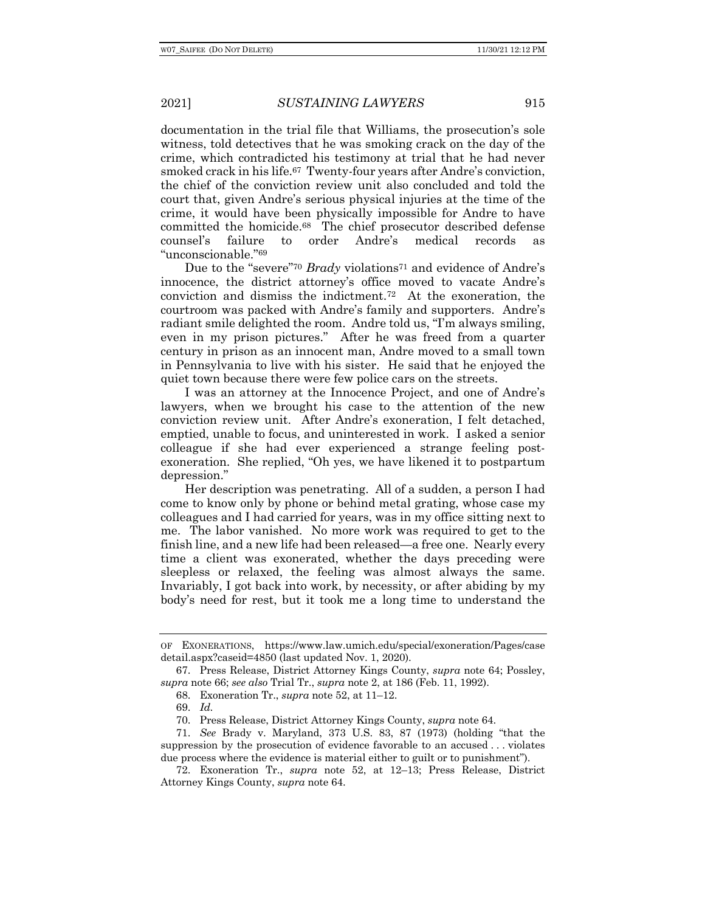documentation in the trial file that Williams, the prosecution's sole witness, told detectives that he was smoking crack on the day of the crime, which contradicted his testimony at trial that he had never smoked crack in his life.[67] Twenty-four years after Andre's conviction, the chief of the conviction review unit also concluded and told the court that, given Andre's serious physical injuries at the time of the crime, it would have been physically impossible for Andre to have committed the homicide.[68] The chief prosecutor described defense counsel's failure to order Andre's medical records as "unconscionable."[69]

Due to the "severe"[70] *Brady* violations[71] and evidence of Andre's innocence, the district attorney's office moved to vacate Andre's conviction and dismiss the indictment.[72] At the exoneration, the courtroom was packed with Andre's family and supporters. Andre's radiant smile delighted the room. Andre told us, "I'm always smiling, even in my prison pictures." After he was freed from a quarter century in prison as an innocent man, Andre moved to a small town in Pennsylvania to live with his sister. He said that he enjoyed the quiet town because there were few police cars on the streets.

I was an attorney at the Innocence Project, and one of Andre's lawyers, when we brought his case to the attention of the new conviction review unit. After Andre's exoneration, I felt detached, emptied, unable to focus, and uninterested in work. I asked a senior colleague if she had ever experienced a strange feeling post-exoneration. She replied, "Oh yes, we have likened it to postpartum depression."

Her description was penetrating. All of a sudden, a person I had come to know only by phone or behind metal grating, whose case my colleagues and I had carried for years, was in my office sitting next to me. The labor vanished. No more work was required to get to the finish line, and a new life had been released—a free one. Nearly every time a client was exonerated, whether the days preceding were sleepless or relaxed, the feeling was almost always the same. Invariably, I got back into work, by necessity, or after abiding by my body's need for rest, but it took me a long time to understand the

---

OF EXONERATIONS, https://www.law.umich.edu/special/exoneration/Pages/casedetail.aspx?caseid=4850 (last updated Nov. 1, 2020).

67. Press Release, District Attorney Kings County, *supra* note 64; Possley, *supra* note 66; *see also* Trial Tr., *supra* note 2, at 186 (Feb. 11, 1992).

68. Exoneration Tr., *supra* note 52, at 11–12.

69. *Id.*

70. Press Release, District Attorney Kings County, *supra* note 64.

71. *See* Brady v. Maryland, 373 U.S. 83, 87 (1973) (holding "that the suppression by the prosecution of evidence favorable to an accused . . . violates due process where the evidence is material either to guilt or to punishment").

72. Exoneration Tr., *supra* note 52, at 12–13; Press Release, District Attorney Kings County, *supra* note 64.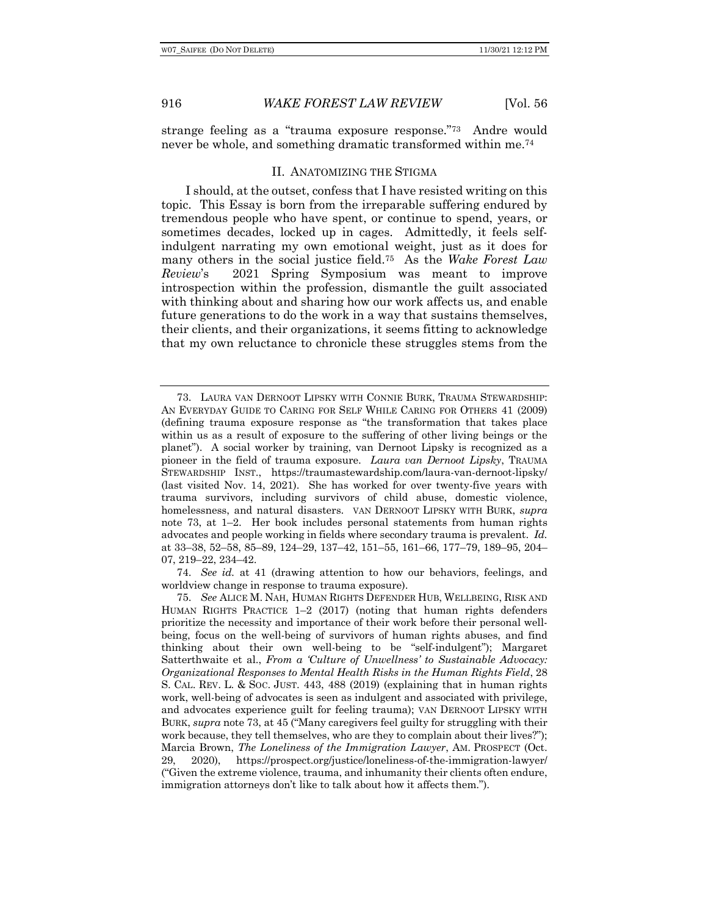strange feeling as a "trauma exposure response."[73] Andre would never be whole, and something dramatic transformed within me.[74]

## II. ANATOMIZING THE STIGMA

I should, at the outset, confess that I have resisted writing on this topic. This Essay is born from the irreparable suffering endured by tremendous people who have spent, or continue to spend, years, or sometimes decades, locked up in cages. Admittedly, it feels self-indulgent narrating my own emotional weight, just as it does for many others in the social justice field.[75] As the *Wake Forest Law Review*'s 2021 Spring Symposium was meant to improve introspection within the profession, dismantle the guilt associated with thinking about and sharing how our work affects us, and enable future generations to do the work in a way that sustains themselves, their clients, and their organizations, it seems fitting to acknowledge that my own reluctance to chronicle these struggles stems from the

---

73. LAURA VAN DERNOOT LIPSKY WITH CONNIE BURK, TRAUMA STEWARDSHIP: AN EVERYDAY GUIDE TO CARING FOR SELF WHILE CARING FOR OTHERS 41 (2009) (defining trauma exposure response as "the transformation that takes place within us as a result of exposure to the suffering of other living beings or the planet"). A social worker by training, van Dernoot Lipsky is recognized as a pioneer in the field of trauma exposure. *Laura van Dernoot Lipsky*, TRAUMA STEWARDSHIP INST., https://traumastewardship.com/laura-van-dernoot-lipsky/ (last visited Nov. 14, 2021). She has worked for over twenty-five years with trauma survivors, including survivors of child abuse, domestic violence, homelessness, and natural disasters. VAN DERNOOT LIPSKY WITH BURK, *supra* note 73, at 1–2. Her book includes personal statements from human rights advocates and people working in fields where secondary trauma is prevalent. *Id.* at 33–38, 52–58, 85–89, 124–29, 137–42, 151–55, 161–66, 177–79, 189–95, 204–07, 219–22, 234–42.

74. *See id.* at 41 (drawing attention to how our behaviors, feelings, and worldview change in response to trauma exposure).

75. *See* ALICE M. NAH, HUMAN RIGHTS DEFENDER HUB, WELLBEING, RISK AND HUMAN RIGHTS PRACTICE 1–2 (2017) (noting that human rights defenders prioritize the necessity and importance of their work before their personal well-being, focus on the well-being of survivors of human rights abuses, and find thinking about their own well-being to be "self-indulgent"); Margaret Satterthwaite et al., *From a 'Culture of Unwellness' to Sustainable Advocacy: Organizational Responses to Mental Health Risks in the Human Rights Field*, 28 S. CAL. REV. L. & SOC. JUST. 443, 488 (2019) (explaining that in human rights work, well-being of advocates is seen as indulgent and associated with privilege, and advocates experience guilt for feeling trauma); VAN DERNOOT LIPSKY WITH BURK, *supra* note 73, at 45 ("Many caregivers feel guilty for struggling with their work because, they tell themselves, who are they to complain about their lives?"); Marcia Brown, *The Loneliness of the Immigration Lawyer*, AM. PROSPECT (Oct. 29, 2020), https://prospect.org/justice/loneliness-of-the-immigration-lawyer/ ("Given the extreme violence, trauma, and inhumanity their clients often endure, immigration attorneys don't like to talk about how it affects them.").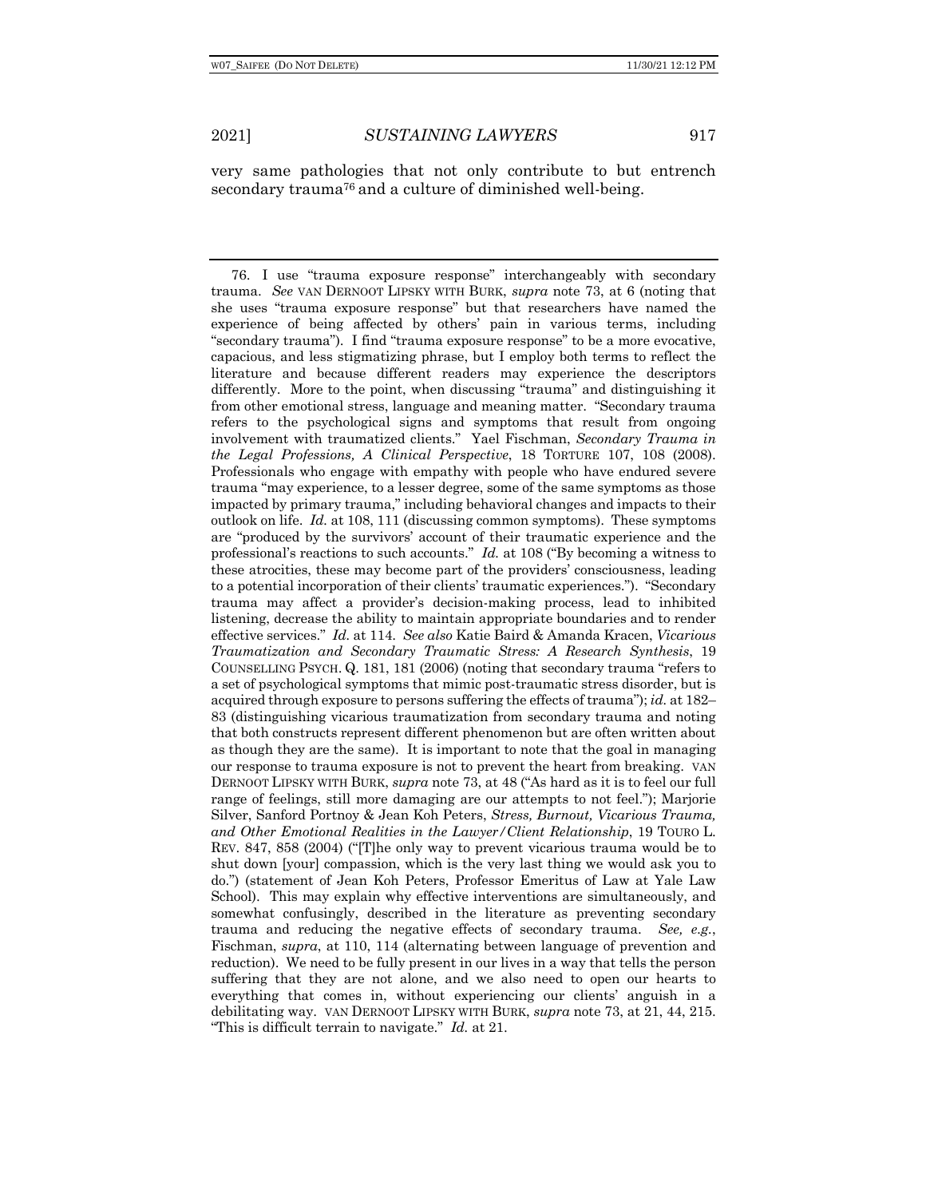very same pathologies that not only contribute to but entrench secondary trauma[76] and a culture of diminished well-being.

---

76. I use "trauma exposure response" interchangeably with secondary trauma. *See* VAN DERNOOT LIPSKY WITH BURK, *supra* note 73, at 6 (noting that she uses "trauma exposure response" but that researchers have named the experience of being affected by others' pain in various terms, including "secondary trauma"). I find "trauma exposure response" to be a more evocative, capacious, and less stigmatizing phrase, but I employ both terms to reflect the literature and because different readers may experience the descriptors differently. More to the point, when discussing "trauma" and distinguishing it from other emotional stress, language and meaning matter. "Secondary trauma refers to the psychological signs and symptoms that result from ongoing involvement with traumatized clients." Yael Fischman, *Secondary Trauma in the Legal Professions, A Clinical Perspective*, 18 TORTURE 107, 108 (2008). Professionals who engage with empathy with people who have endured severe trauma "may experience, to a lesser degree, some of the same symptoms as those impacted by primary trauma," including behavioral changes and impacts to their outlook on life. *Id.* at 108, 111 (discussing common symptoms). These symptoms are "produced by the survivors' account of their traumatic experience and the professional's reactions to such accounts." *Id.* at 108 ("By becoming a witness to these atrocities, these may become part of the providers' consciousness, leading to a potential incorporation of their clients' traumatic experiences."). "Secondary trauma may affect a provider's decision-making process, lead to inhibited listening, decrease the ability to maintain appropriate boundaries and to render effective services." *Id.* at 114. *See also* Katie Baird & Amanda Kracen, *Vicarious Traumatization and Secondary Traumatic Stress: A Research Synthesis*, 19 COUNSELLING PSYCH. Q. 181, 181 (2006) (noting that secondary trauma "refers to a set of psychological symptoms that mimic post-traumatic stress disorder, but is acquired through exposure to persons suffering the effects of trauma"); *id.* at 182–83 (distinguishing vicarious traumatization from secondary trauma and noting that both constructs represent different phenomenon but are often written about as though they are the same). It is important to note that the goal in managing our response to trauma exposure is not to prevent the heart from breaking. VAN DERNOOT LIPSKY WITH BURK, *supra* note 73, at 48 ("As hard as it is to feel our full range of feelings, still more damaging are our attempts to not feel."); Marjorie Silver, Sanford Portnoy & Jean Koh Peters, *Stress, Burnout, Vicarious Trauma, and Other Emotional Realities in the Lawyer/Client Relationship*, 19 TOURO L. REV. 847, 858 (2004) ("[T]he only way to prevent vicarious trauma would be to shut down [your] compassion, which is the very last thing we would ask you to do.") (statement of Jean Koh Peters, Professor Emeritus of Law at Yale Law School). This may explain why effective interventions are simultaneously, and somewhat confusingly, described in the literature as preventing secondary trauma and reducing the negative effects of secondary trauma. *See, e.g.*, Fischman, *supra*, at 110, 114 (alternating between language of prevention and reduction). We need to be fully present in our lives in a way that tells the person suffering that they are not alone, and we also need to open our hearts to everything that comes in, without experiencing our clients' anguish in a debilitating way. VAN DERNOOT LIPSKY WITH BURK, *supra* note 73, at 21, 44, 215. "This is difficult terrain to navigate." *Id.* at 21.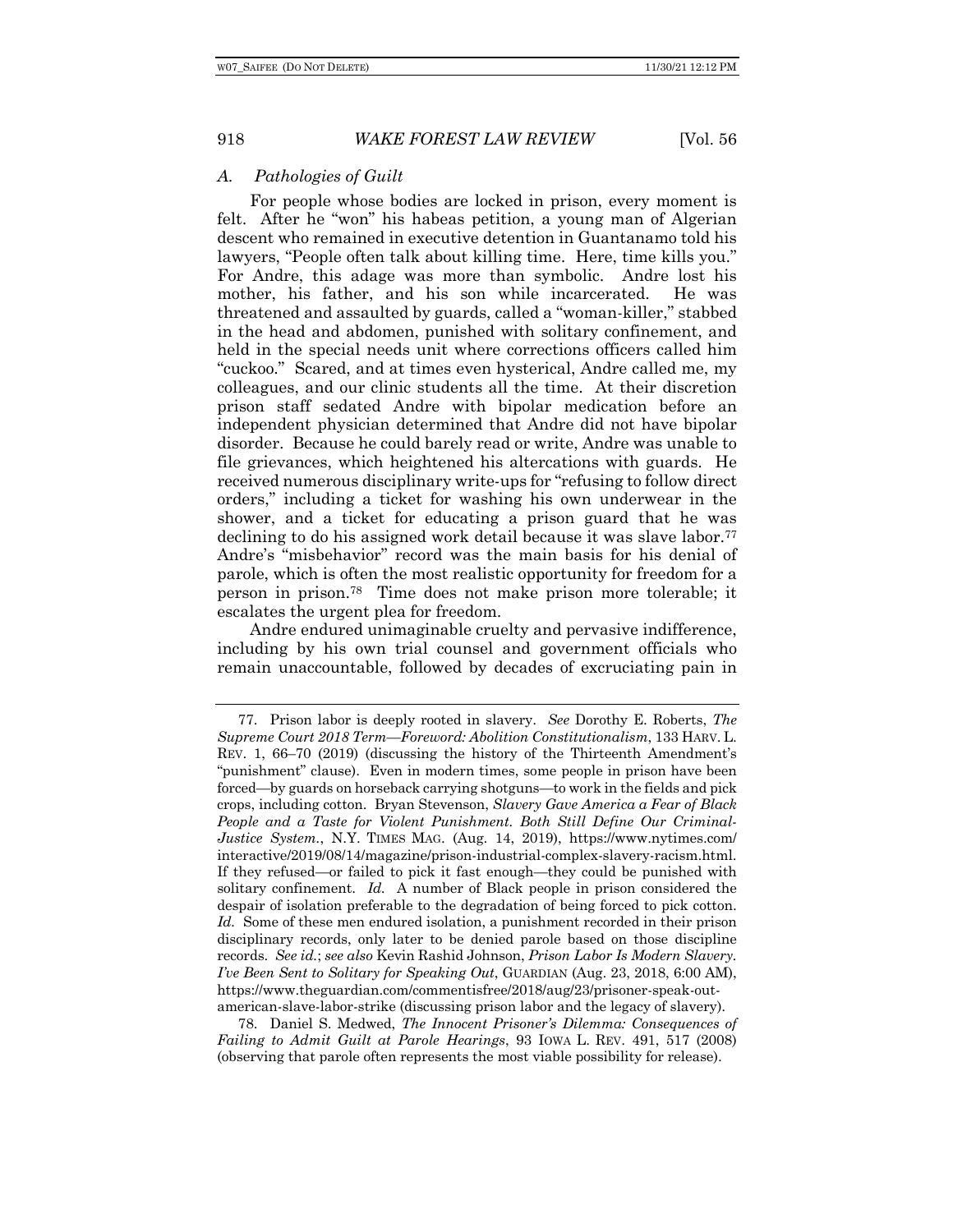### *A. Pathologies of Guilt*

For people whose bodies are locked in prison, every moment is felt. After he "won" his habeas petition, a young man of Algerian descent who remained in executive detention in Guantanamo told his lawyers, "People often talk about killing time. Here, time kills you." For Andre, this adage was more than symbolic. Andre lost his mother, his father, and his son while incarcerated. He was threatened and assaulted by guards, called a "woman-killer," stabbed in the head and abdomen, punished with solitary confinement, and held in the special needs unit where corrections officers called him "cuckoo." Scared, and at times even hysterical, Andre called me, my colleagues, and our clinic students all the time. At their discretion prison staff sedated Andre with bipolar medication before an independent physician determined that Andre did not have bipolar disorder. Because he could barely read or write, Andre was unable to file grievances, which heightened his altercations with guards. He received numerous disciplinary write-ups for "refusing to follow direct orders," including a ticket for washing his own underwear in the shower, and a ticket for educating a prison guard that he was declining to do his assigned work detail because it was slave labor.[77] Andre's "misbehavior" record was the main basis for his denial of parole, which is often the most realistic opportunity for freedom for a person in prison.[78] Time does not make prison more tolerable; it escalates the urgent plea for freedom.

Andre endured unimaginable cruelty and pervasive indifference, including by his own trial counsel and government officials who remain unaccountable, followed by decades of excruciating pain in

---

77. Prison labor is deeply rooted in slavery. *See* Dorothy E. Roberts, *The Supreme Court 2018 Term—Foreword: Abolition Constitutionalism*, 133 HARV. L. REV. 1, 66–70 (2019) (discussing the history of the Thirteenth Amendment's "punishment" clause). Even in modern times, some people in prison have been forced—by guards on horseback carrying shotguns—to work in the fields and pick crops, including cotton. Bryan Stevenson, *Slavery Gave America a Fear of Black People and a Taste for Violent Punishment. Both Still Define Our Criminal-Justice System.*, N.Y. TIMES MAG. (Aug. 14, 2019), https://www.nytimes.com/interactive/2019/08/14/magazine/prison-industrial-complex-slavery-racism.html. If they refused—or failed to pick it fast enough—they could be punished with solitary confinement. *Id.* A number of Black people in prison considered the despair of isolation preferable to the degradation of being forced to pick cotton. *Id.* Some of these men endured isolation, a punishment recorded in their prison disciplinary records, only later to be denied parole based on those discipline records. *See id.*; *see also* Kevin Rashid Johnson, *Prison Labor Is Modern Slavery. I've Been Sent to Solitary for Speaking Out*, GUARDIAN (Aug. 23, 2018, 6:00 AM), https://www.theguardian.com/commentisfree/2018/aug/23/prisoner-speak-out-american-slave-labor-strike (discussing prison labor and the legacy of slavery).

78. Daniel S. Medwed, *The Innocent Prisoner's Dilemma: Consequences of Failing to Admit Guilt at Parole Hearings*, 93 IOWA L. REV. 491, 517 (2008) (observing that parole often represents the most viable possibility for release).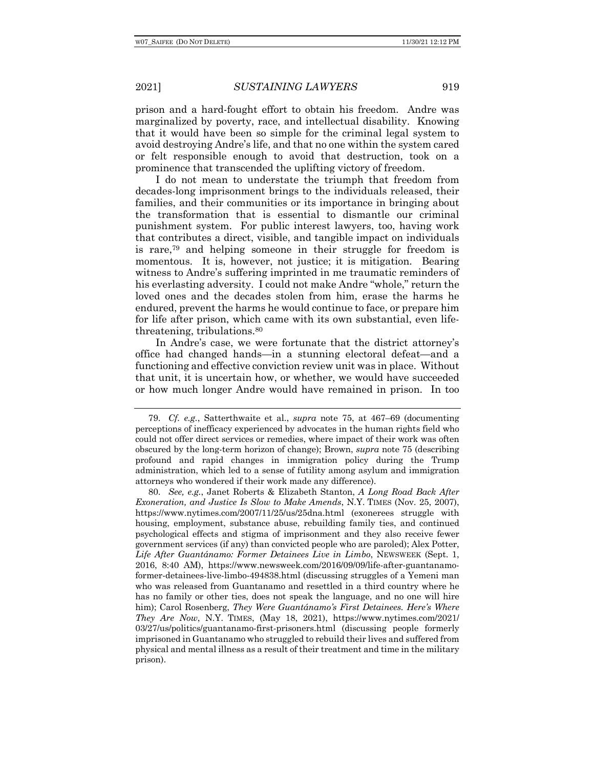prison and a hard-fought effort to obtain his freedom. Andre was marginalized by poverty, race, and intellectual disability. Knowing that it would have been so simple for the criminal legal system to avoid destroying Andre's life, and that no one within the system cared or felt responsible enough to avoid that destruction, took on a prominence that transcended the uplifting victory of freedom.

I do not mean to understate the triumph that freedom from decades-long imprisonment brings to the individuals released, their families, and their communities or its importance in bringing about the transformation that is essential to dismantle our criminal punishment system. For public interest lawyers, too, having work that contributes a direct, visible, and tangible impact on individuals is rare,[79] and helping someone in their struggle for freedom is momentous. It is, however, not justice; it is mitigation. Bearing witness to Andre's suffering imprinted in me traumatic reminders of his everlasting adversity. I could not make Andre "whole," return the loved ones and the decades stolen from him, erase the harms he endured, prevent the harms he would continue to face, or prepare him for life after prison, which came with its own substantial, even life-threatening, tribulations.[80]

In Andre's case, we were fortunate that the district attorney's office had changed hands—in a stunning electoral defeat—and a functioning and effective conviction review unit was in place. Without that unit, it is uncertain how, or whether, we would have succeeded or how much longer Andre would have remained in prison. In too

---

79. *Cf. e.g.*, Satterthwaite et al., *supra* note 75, at 467–69 (documenting perceptions of inefficacy experienced by advocates in the human rights field who could not offer direct services or remedies, where impact of their work was often obscured by the long-term horizon of change); Brown, *supra* note 75 (describing profound and rapid changes in immigration policy during the Trump administration, which led to a sense of futility among asylum and immigration attorneys who wondered if their work made any difference).

80. *See, e.g.*, Janet Roberts & Elizabeth Stanton, *A Long Road Back After Exoneration, and Justice Is Slow to Make Amends*, N.Y. TIMES (Nov. 25, 2007), https://www.nytimes.com/2007/11/25/us/25dna.html (exonerees struggle with housing, employment, substance abuse, rebuilding family ties, and continued psychological effects and stigma of imprisonment and they also receive fewer government services (if any) than convicted people who are paroled); Alex Potter, *Life After Guantánamo: Former Detainees Live in Limbo*, NEWSWEEK (Sept. 1, 2016, 8:40 AM), https://www.newsweek.com/2016/09/09/life-after-guantanamo-former-detainees-live-limbo-494838.html (discussing struggles of a Yemeni man who was released from Guantanamo and resettled in a third country where he has no family or other ties, does not speak the language, and no one will hire him); Carol Rosenberg, *They Were Guantánamo's First Detainees. Here's Where They Are Now*, N.Y. TIMES, (May 18, 2021), https://www.nytimes.com/2021/03/27/us/politics/guantanamo-first-prisoners.html (discussing people formerly imprisoned in Guantanamo who struggled to rebuild their lives and suffered from physical and mental illness as a result of their treatment and time in the military prison).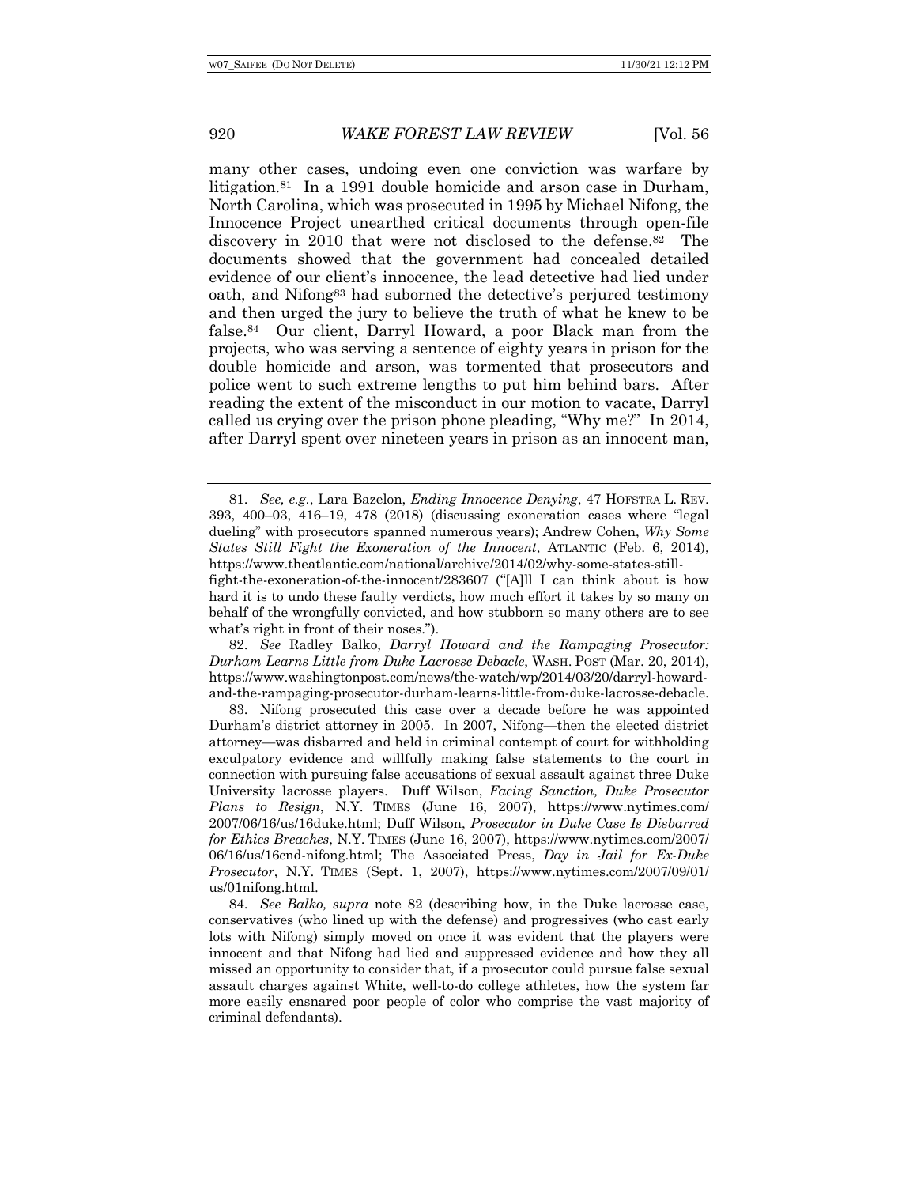many other cases, undoing even one conviction was warfare by litigation.[81] In a 1991 double homicide and arson case in Durham, North Carolina, which was prosecuted in 1995 by Michael Nifong, the Innocence Project unearthed critical documents through open-file discovery in 2010 that were not disclosed to the defense.[82] The documents showed that the government had concealed detailed evidence of our client's innocence, the lead detective had lied under oath, and Nifong[83] had suborned the detective's perjured testimony and then urged the jury to believe the truth of what he knew to be false.[84] Our client, Darryl Howard, a poor Black man from the projects, who was serving a sentence of eighty years in prison for the double homicide and arson, was tormented that prosecutors and police went to such extreme lengths to put him behind bars. After reading the extent of the misconduct in our motion to vacate, Darryl called us crying over the prison phone pleading, "Why me?" In 2014, after Darryl spent over nineteen years in prison as an innocent man,

---

81. *See, e.g.*, Lara Bazelon, *Ending Innocence Denying*, 47 HOFSTRA L. REV. 393, 400–03, 416–19, 478 (2018) (discussing exoneration cases where "legal dueling" with prosecutors spanned numerous years); Andrew Cohen, *Why Some States Still Fight the Exoneration of the Innocent*, ATLANTIC (Feb. 6, 2014), https://www.theatlantic.com/national/archive/2014/02/why-some-states-still-fight-the-exoneration-of-the-innocent/283607 ("[A]ll I can think about is how hard it is to undo these faulty verdicts, how much effort it takes by so many on behalf of the wrongfully convicted, and how stubborn so many others are to see what's right in front of their noses.").

82. *See* Radley Balko, *Darryl Howard and the Rampaging Prosecutor: Durham Learns Little from Duke Lacrosse Debacle*, WASH. POST (Mar. 20, 2014), https://www.washingtonpost.com/news/the-watch/wp/2014/03/20/darryl-howard-and-the-rampaging-prosecutor-durham-learns-little-from-duke-lacrosse-debacle.

83. Nifong prosecuted this case over a decade before he was appointed Durham's district attorney in 2005. In 2007, Nifong—then the elected district attorney—was disbarred and held in criminal contempt of court for withholding exculpatory evidence and willfully making false statements to the court in connection with pursuing false accusations of sexual assault against three Duke University lacrosse players. Duff Wilson, *Facing Sanction, Duke Prosecutor Plans to Resign*, N.Y. TIMES (June 16, 2007), https://www.nytimes.com/2007/06/16/us/16duke.html; Duff Wilson, *Prosecutor in Duke Case Is Disbarred for Ethics Breaches*, N.Y. TIMES (June 16, 2007), https://www.nytimes.com/2007/06/16/us/16cnd-nifong.html; The Associated Press, *Day in Jail for Ex-Duke Prosecutor*, N.Y. TIMES (Sept. 1, 2007), https://www.nytimes.com/2007/09/01/us/01nifong.html.

84. *See Balko, supra* note 82 (describing how, in the Duke lacrosse case, conservatives (who lined up with the defense) and progressives (who cast early lots with Nifong) simply moved on once it was evident that the players were innocent and that Nifong had lied and suppressed evidence and how they all missed an opportunity to consider that, if a prosecutor could pursue false sexual assault charges against White, well-to-do college athletes, how the system far more easily ensnared poor people of color who comprise the vast majority of criminal defendants).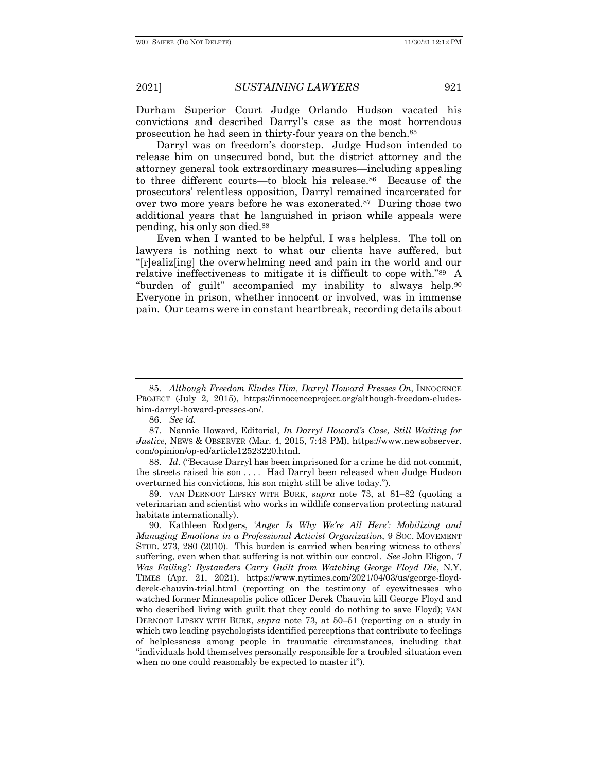Durham Superior Court Judge Orlando Hudson vacated his convictions and described Darryl's case as the most horrendous prosecution he had seen in thirty-four years on the bench.[85]

Darryl was on freedom's doorstep. Judge Hudson intended to release him on unsecured bond, but the district attorney and the attorney general took extraordinary measures—including appealing to three different courts—to block his release.[86] Because of the prosecutors' relentless opposition, Darryl remained incarcerated for over two more years before he was exonerated.[87] During those two additional years that he languished in prison while appeals were pending, his only son died.[88]

Even when I wanted to be helpful, I was helpless. The toll on lawyers is nothing next to what our clients have suffered, but "[r]ealiz[ing] the overwhelming need and pain in the world and our relative ineffectiveness to mitigate it is difficult to cope with."[89] A "burden of guilt" accompanied my inability to always help.[90] Everyone in prison, whether innocent or involved, was in immense pain. Our teams were in constant heartbreak, recording details about

---

85. *Although Freedom Eludes Him, Darryl Howard Presses On*, INNOCENCE PROJECT (July 2, 2015), https://innocenceproject.org/although-freedom-eludes-him-darryl-howard-presses-on/.

86. *See id.*

87. Nannie Howard, Editorial, *In Darryl Howard's Case, Still Waiting for Justice*, NEWS & OBSERVER (Mar. 4, 2015, 7:48 PM), https://www.newsobserver.com/opinion/op-ed/article12523220.html.

88. *Id.* ("Because Darryl has been imprisoned for a crime he did not commit, the streets raised his son . . . . Had Darryl been released when Judge Hudson overturned his convictions, his son might still be alive today.").

89. VAN DERNOOT LIPSKY WITH BURK, *supra* note 73, at 81–82 (quoting a veterinarian and scientist who works in wildlife conservation protecting natural habitats internationally).

90. Kathleen Rodgers, *'Anger Is Why We're All Here': Mobilizing and Managing Emotions in a Professional Activist Organization*, 9 SOC. MOVEMENT STUD. 273, 280 (2010). This burden is carried when bearing witness to others' suffering, even when that suffering is not within our control. *See* John Eligon, *'I Was Failing': Bystanders Carry Guilt from Watching George Floyd Die*, N.Y. TIMES (Apr. 21, 2021), https://www.nytimes.com/2021/04/03/us/george-floyd-derek-chauvin-trial.html (reporting on the testimony of eyewitnesses who watched former Minneapolis police officer Derek Chauvin kill George Floyd and who described living with guilt that they could do nothing to save Floyd); VAN DERNOOT LIPSKY WITH BURK, *supra* note 73, at 50–51 (reporting on a study in which two leading psychologists identified perceptions that contribute to feelings of helplessness among people in traumatic circumstances, including that "individuals hold themselves personally responsible for a troubled situation even when no one could reasonably be expected to master it").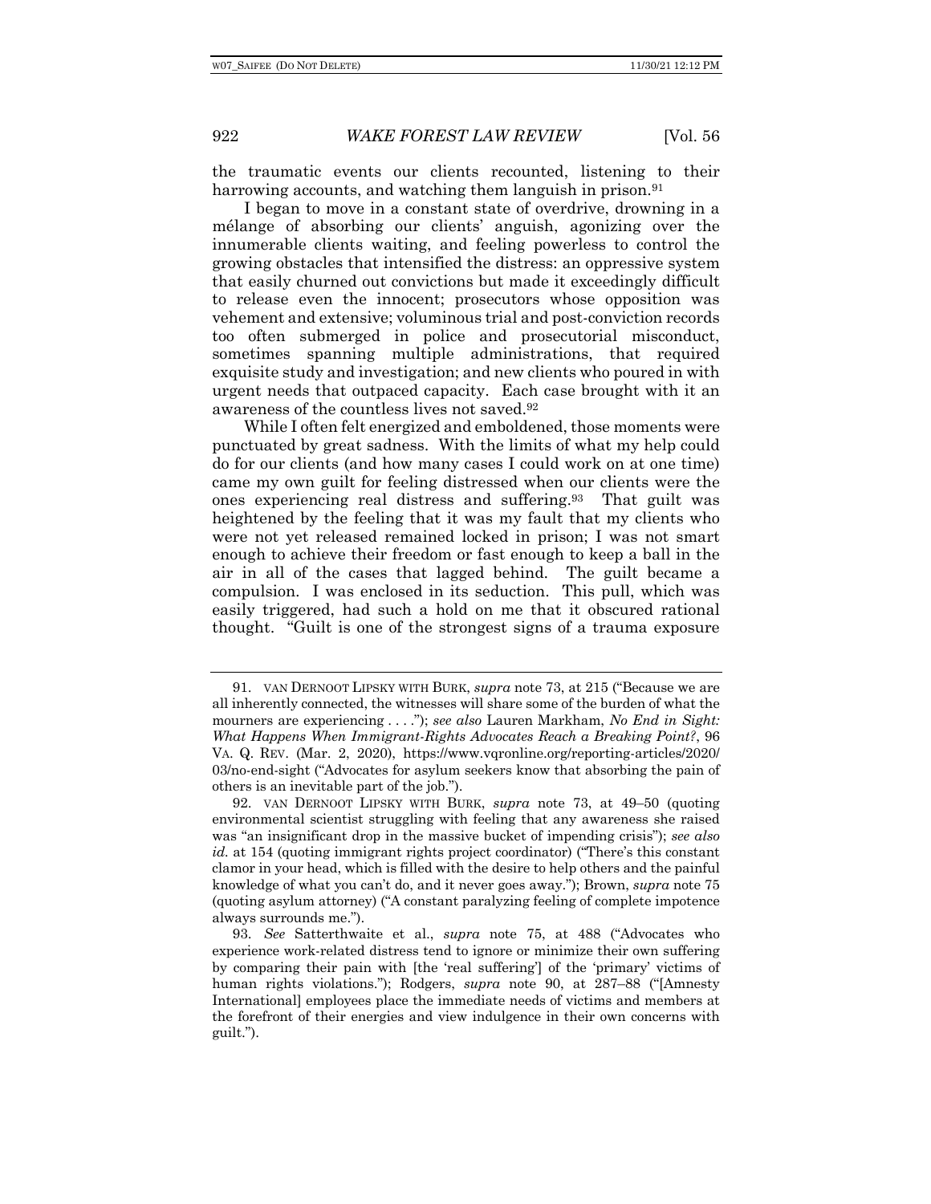the traumatic events our clients recounted, listening to their harrowing accounts, and watching them languish in prison.[91]

I began to move in a constant state of overdrive, drowning in a mélange of absorbing our clients' anguish, agonizing over the innumerable clients waiting, and feeling powerless to control the growing obstacles that intensified the distress: an oppressive system that easily churned out convictions but made it exceedingly difficult to release even the innocent; prosecutors whose opposition was vehement and extensive; voluminous trial and post-conviction records too often submerged in police and prosecutorial misconduct, sometimes spanning multiple administrations, that required exquisite study and investigation; and new clients who poured in with urgent needs that outpaced capacity. Each case brought with it an awareness of the countless lives not saved.[92]

While I often felt energized and emboldened, those moments were punctuated by great sadness. With the limits of what my help could do for our clients (and how many cases I could work on at one time) came my own guilt for feeling distressed when our clients were the ones experiencing real distress and suffering.[93] That guilt was heightened by the feeling that it was my fault that my clients who were not yet released remained locked in prison; I was not smart enough to achieve their freedom or fast enough to keep a ball in the air in all of the cases that lagged behind. The guilt became a compulsion. I was enclosed in its seduction. This pull, which was easily triggered, had such a hold on me that it obscured rational thought. "Guilt is one of the strongest signs of a trauma exposure

---

91. VAN DERNOOT LIPSKY WITH BURK, *supra* note 73, at 215 ("Because we are all inherently connected, the witnesses will share some of the burden of what the mourners are experiencing . . . ."); *see also* Lauren Markham, *No End in Sight: What Happens When Immigrant-Rights Advocates Reach a Breaking Point?*, 96 VA. Q. REV. (Mar. 2, 2020), https://www.vqronline.org/reporting-articles/2020/03/no-end-sight ("Advocates for asylum seekers know that absorbing the pain of others is an inevitable part of the job.").

92. VAN DERNOOT LIPSKY WITH BURK, *supra* note 73, at 49–50 (quoting environmental scientist struggling with feeling that any awareness she raised was "an insignificant drop in the massive bucket of impending crisis"); *see also id.* at 154 (quoting immigrant rights project coordinator) ("There's this constant clamor in your head, which is filled with the desire to help others and the painful knowledge of what you can't do, and it never goes away."); Brown, *supra* note 75 (quoting asylum attorney) ("A constant paralyzing feeling of complete impotence always surrounds me.").

93. *See* Satterthwaite et al., *supra* note 75, at 488 ("Advocates who experience work-related distress tend to ignore or minimize their own suffering by comparing their pain with [the 'real suffering'] of the 'primary' victims of human rights violations."); Rodgers, *supra* note 90, at 287–88 ("[Amnesty International] employees place the immediate needs of victims and members at the forefront of their energies and view indulgence in their own concerns with guilt.").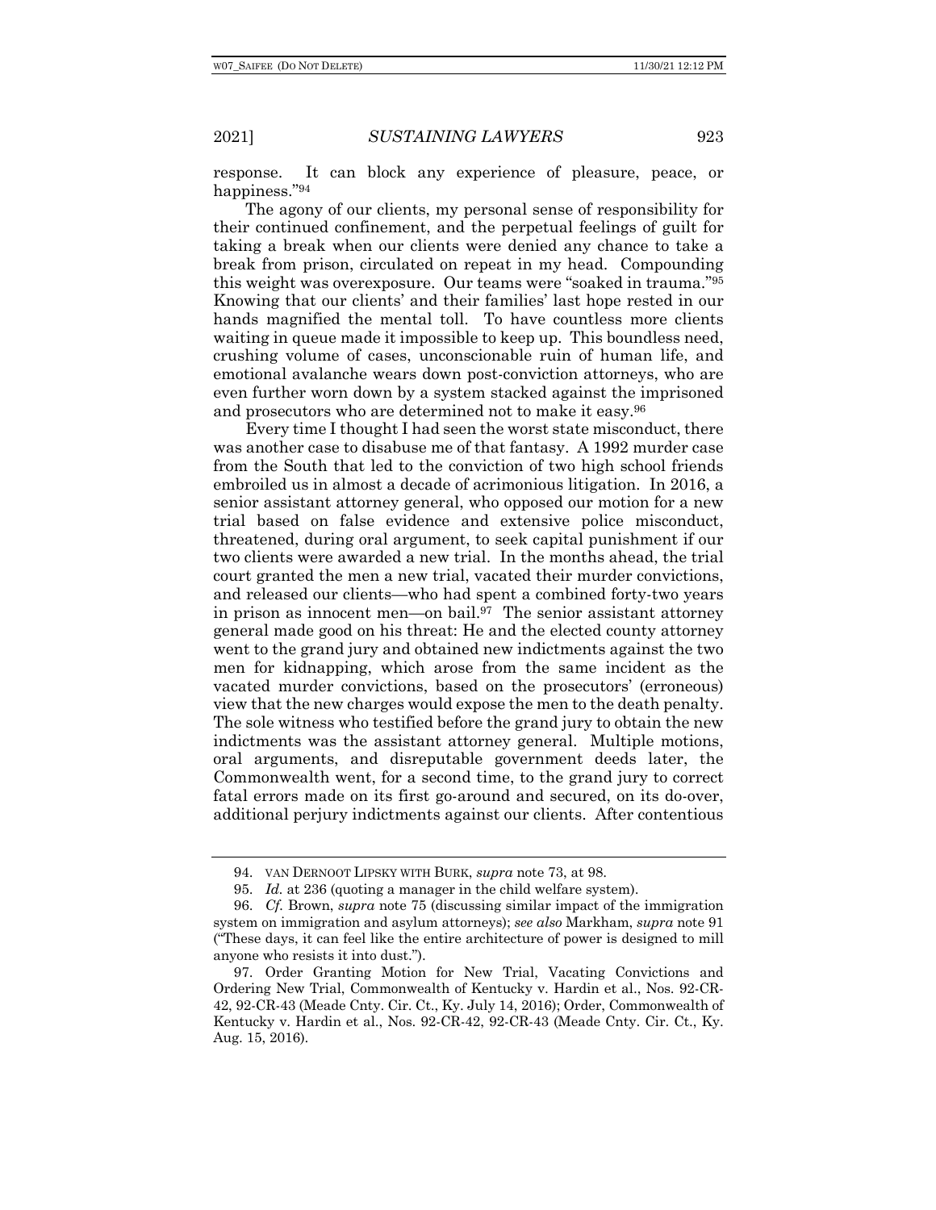response. It can block any experience of pleasure, peace, or happiness."[94]

The agony of our clients, my personal sense of responsibility for their continued confinement, and the perpetual feelings of guilt for taking a break when our clients were denied any chance to take a break from prison, circulated on repeat in my head. Compounding this weight was overexposure. Our teams were "soaked in trauma."[95] Knowing that our clients' and their families' last hope rested in our hands magnified the mental toll. To have countless more clients waiting in queue made it impossible to keep up. This boundless need, crushing volume of cases, unconscionable ruin of human life, and emotional avalanche wears down post-conviction attorneys, who are even further worn down by a system stacked against the imprisoned and prosecutors who are determined not to make it easy.[96]

Every time I thought I had seen the worst state misconduct, there was another case to disabuse me of that fantasy. A 1992 murder case from the South that led to the conviction of two high school friends embroiled us in almost a decade of acrimonious litigation. In 2016, a senior assistant attorney general, who opposed our motion for a new trial based on false evidence and extensive police misconduct, threatened, during oral argument, to seek capital punishment if our two clients were awarded a new trial. In the months ahead, the trial court granted the men a new trial, vacated their murder convictions, and released our clients—who had spent a combined forty-two years in prison as innocent men—on bail.[97] The senior assistant attorney general made good on his threat: He and the elected county attorney went to the grand jury and obtained new indictments against the two men for kidnapping, which arose from the same incident as the vacated murder convictions, based on the prosecutors' (erroneous) view that the new charges would expose the men to the death penalty. The sole witness who testified before the grand jury to obtain the new indictments was the assistant attorney general. Multiple motions, oral arguments, and disreputable government deeds later, the Commonwealth went, for a second time, to the grand jury to correct fatal errors made on its first go-around and secured, on its do-over, additional perjury indictments against our clients. After contentious

---

94. VAN DERNOOT LIPSKY WITH BURK, *supra* note 73, at 98.

95. *Id.* at 236 (quoting a manager in the child welfare system).

96. *Cf.* Brown, *supra* note 75 (discussing similar impact of the immigration system on immigration and asylum attorneys); *see also* Markham, *supra* note 91 ("These days, it can feel like the entire architecture of power is designed to mill anyone who resists it into dust.").

97. Order Granting Motion for New Trial, Vacating Convictions and Ordering New Trial, Commonwealth of Kentucky v. Hardin et al., Nos. 92-CR-42, 92-CR-43 (Meade Cnty. Cir. Ct., Ky. July 14, 2016); Order, Commonwealth of Kentucky v. Hardin et al., Nos. 92-CR-42, 92-CR-43 (Meade Cnty. Cir. Ct., Ky. Aug. 15, 2016).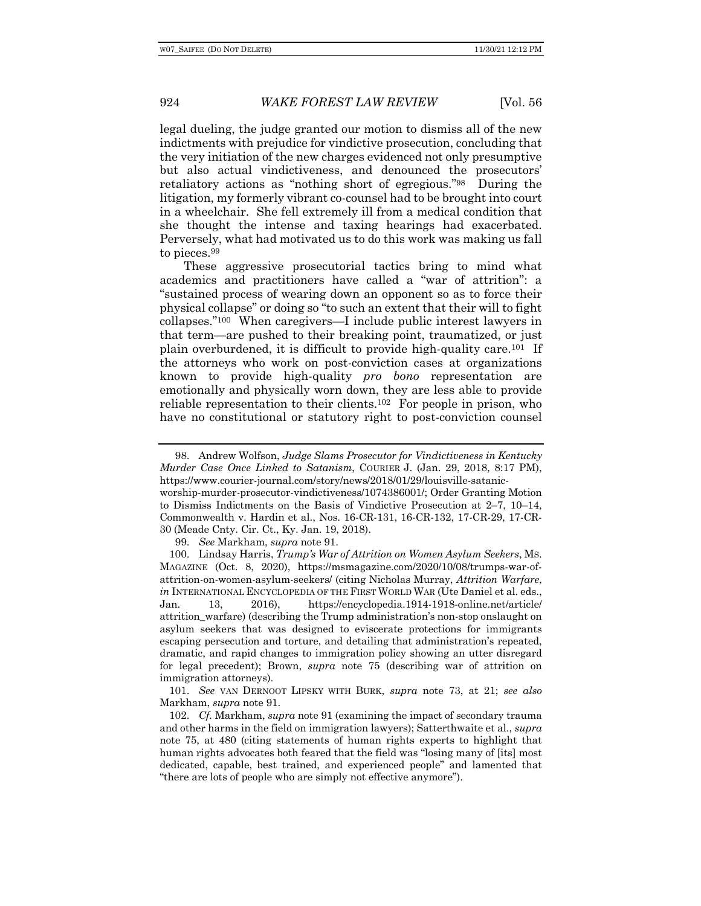legal dueling, the judge granted our motion to dismiss all of the new indictments with prejudice for vindictive prosecution, concluding that the very initiation of the new charges evidenced not only presumptive but also actual vindictiveness, and denounced the prosecutors' retaliatory actions as "nothing short of egregious."[98] During the litigation, my formerly vibrant co-counsel had to be brought into court in a wheelchair. She fell extremely ill from a medical condition that she thought the intense and taxing hearings had exacerbated. Perversely, what had motivated us to do this work was making us fall to pieces.[99]

These aggressive prosecutorial tactics bring to mind what academics and practitioners have called a "war of attrition": a "sustained process of wearing down an opponent so as to force their physical collapse" or doing so "to such an extent that their will to fight collapses."[100] When caregivers—I include public interest lawyers in that term—are pushed to their breaking point, traumatized, or just plain overburdened, it is difficult to provide high-quality care.[101] If the attorneys who work on post-conviction cases at organizations known to provide high-quality *pro bono* representation are emotionally and physically worn down, they are less able to provide reliable representation to their clients.[102] For people in prison, who have no constitutional or statutory right to post-conviction counsel

---

98. Andrew Wolfson, *Judge Slams Prosecutor for Vindictiveness in Kentucky Murder Case Once Linked to Satanism*, COURIER J. (Jan. 29, 2018, 8:17 PM), https://www.courier-journal.com/story/news/2018/01/29/louisville-satanic-worship-murder-prosecutor-vindictiveness/1074386001/; Order Granting Motion to Dismiss Indictments on the Basis of Vindictive Prosecution at 2–7, 10–14, Commonwealth v. Hardin et al., Nos. 16-CR-131, 16-CR-132, 17-CR-29, 17-CR-30 (Meade Cnty. Cir. Ct., Ky. Jan. 19, 2018).

99. *See* Markham, *supra* note 91.

100. Lindsay Harris, *Trump's War of Attrition on Women Asylum Seekers*, MS. MAGAZINE (Oct. 8, 2020), https://msmagazine.com/2020/10/08/trumps-war-of-attrition-on-women-asylum-seekers/ (citing Nicholas Murray, *Attrition Warfare*, *in* INTERNATIONAL ENCYCLOPEDIA OF THE FIRST WORLD WAR (Ute Daniel et al. eds., Jan. 13, 2016), https://encyclopedia.1914-1918-online.net/article/attrition_warfare) (describing the Trump administration's non-stop onslaught on asylum seekers that was designed to eviscerate protections for immigrants escaping persecution and torture, and detailing that administration's repeated, dramatic, and rapid changes to immigration policy showing an utter disregard for legal precedent); Brown, *supra* note 75 (describing war of attrition on immigration attorneys).

101. *See* VAN DERNOOT LIPSKY WITH BURK, *supra* note 73, at 21; *see also* Markham, *supra* note 91.

102. *Cf.* Markham, *supra* note 91 (examining the impact of secondary trauma and other harms in the field on immigration lawyers); Satterthwaite et al., *supra* note 75, at 480 (citing statements of human rights experts to highlight that human rights advocates both feared that the field was "losing many of [its] most dedicated, capable, best trained, and experienced people" and lamented that "there are lots of people who are simply not effective anymore").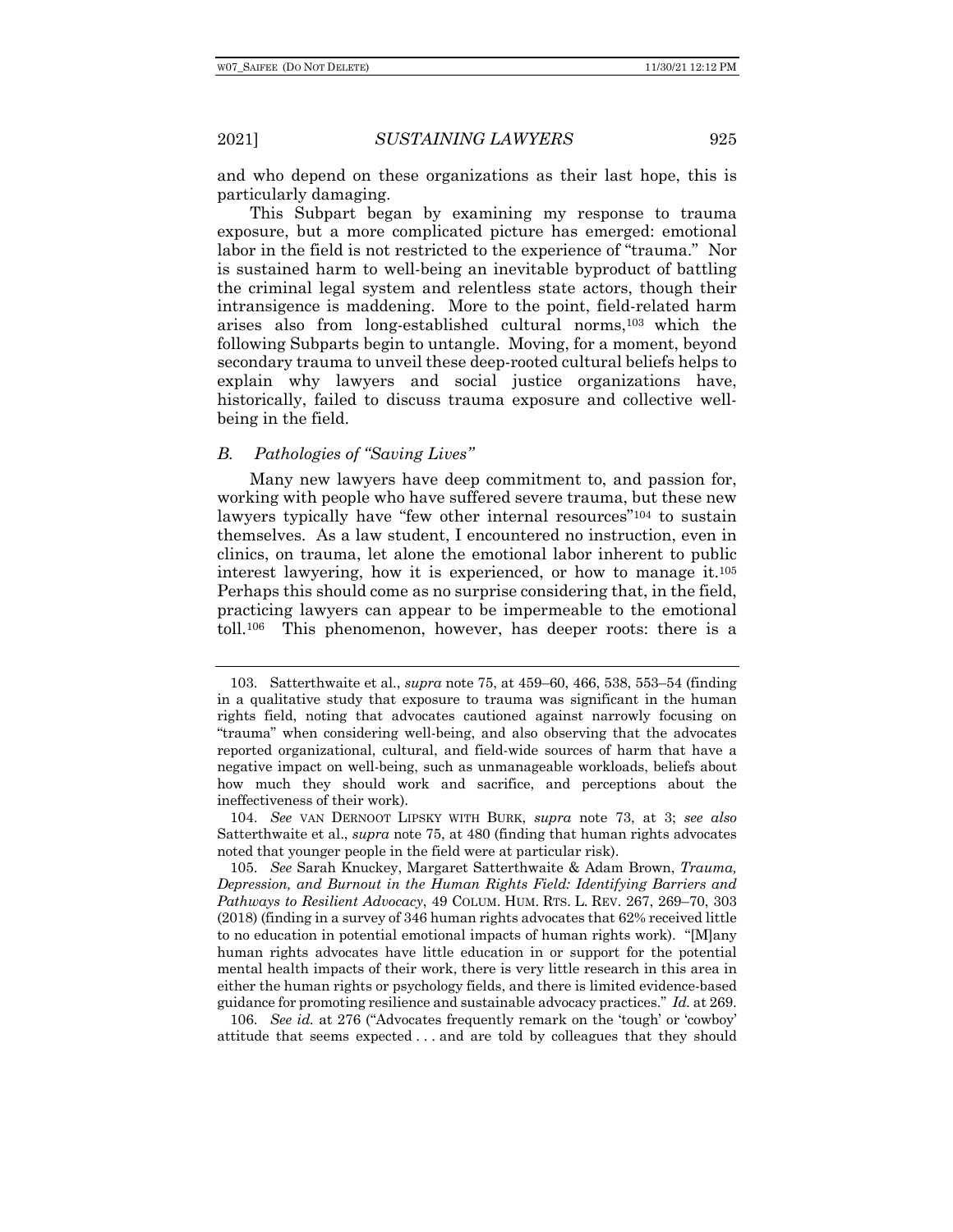and who depend on these organizations as their last hope, this is particularly damaging.

This Subpart began by examining my response to trauma exposure, but a more complicated picture has emerged: emotional labor in the field is not restricted to the experience of "trauma." Nor is sustained harm to well-being an inevitable byproduct of battling the criminal legal system and relentless state actors, though their intransigence is maddening. More to the point, field-related harm arises also from long-established cultural norms,[103] which the following Subparts begin to untangle. Moving, for a moment, beyond secondary trauma to unveil these deep-rooted cultural beliefs helps to explain why lawyers and social justice organizations have, historically, failed to discuss trauma exposure and collective well-being in the field.

### *B. Pathologies of "Saving Lives"*

Many new lawyers have deep commitment to, and passion for, working with people who have suffered severe trauma, but these new lawyers typically have "few other internal resources"[104] to sustain themselves. As a law student, I encountered no instruction, even in clinics, on trauma, let alone the emotional labor inherent to public interest lawyering, how it is experienced, or how to manage it.[105] Perhaps this should come as no surprise considering that, in the field, practicing lawyers can appear to be impermeable to the emotional toll.[106] This phenomenon, however, has deeper roots: there is a

---

103. Satterthwaite et al., *supra* note 75, at 459–60, 466, 538, 553–54 (finding in a qualitative study that exposure to trauma was significant in the human rights field, noting that advocates cautioned against narrowly focusing on "trauma" when considering well-being, and also observing that the advocates reported organizational, cultural, and field-wide sources of harm that have a negative impact on well-being, such as unmanageable workloads, beliefs about how much they should work and sacrifice, and perceptions about the ineffectiveness of their work).

104. *See* VAN DERNOOT LIPSKY WITH BURK, *supra* note 73, at 3; *see also* Satterthwaite et al., *supra* note 75, at 480 (finding that human rights advocates noted that younger people in the field were at particular risk).

105. *See* Sarah Knuckey, Margaret Satterthwaite & Adam Brown, *Trauma, Depression, and Burnout in the Human Rights Field: Identifying Barriers and Pathways to Resilient Advocacy*, 49 COLUM. HUM. RTS. L. REV. 267, 269–70, 303 (2018) (finding in a survey of 346 human rights advocates that 62% received little to no education in potential emotional impacts of human rights work). "[M]any human rights advocates have little education in or support for the potential mental health impacts of their work, there is very little research in this area in either the human rights or psychology fields, and there is limited evidence-based guidance for promoting resilience and sustainable advocacy practices." *Id.* at 269.

106. *See id.* at 276 ("Advocates frequently remark on the 'tough' or 'cowboy' attitude that seems expected . . . and are told by colleagues that they should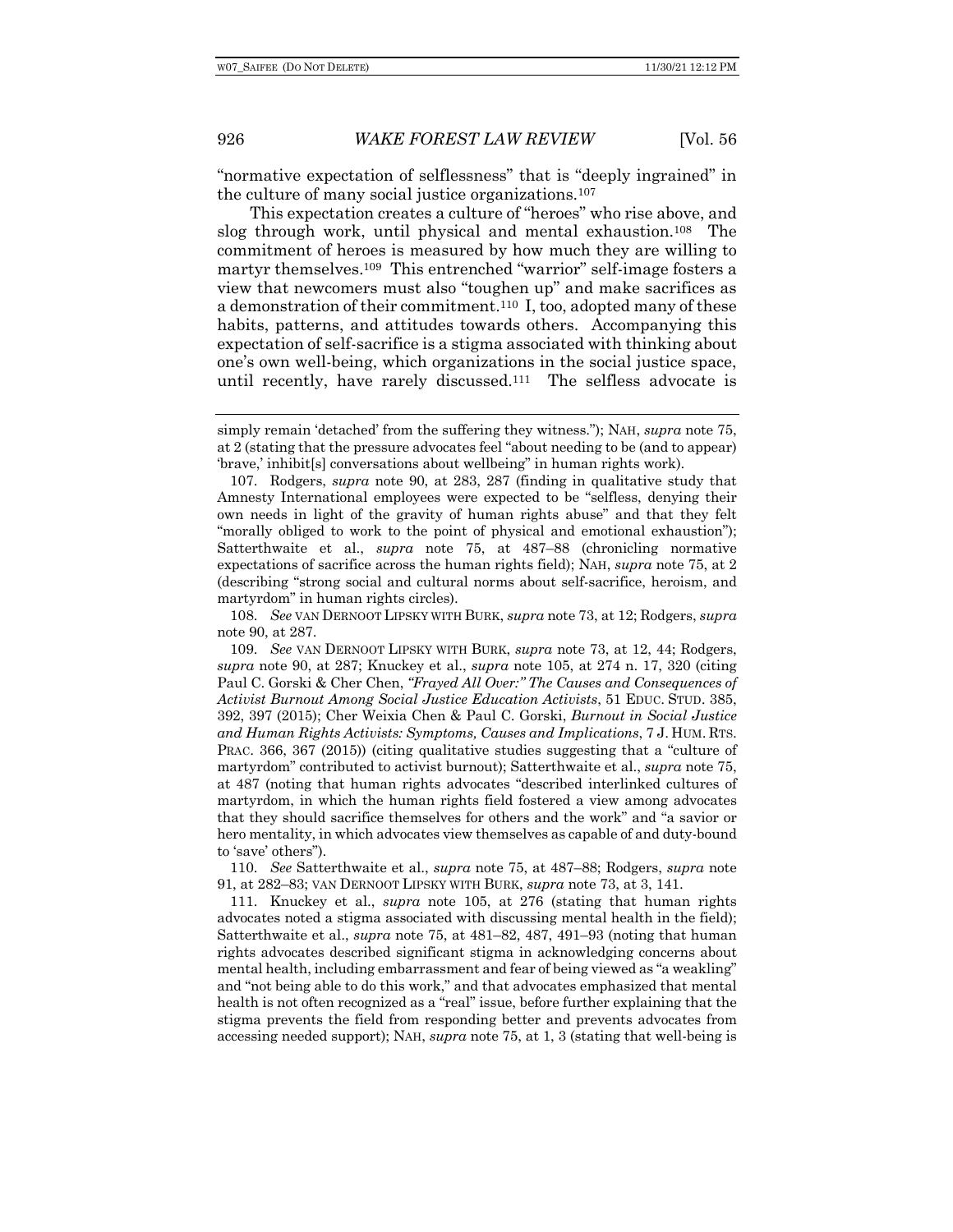"normative expectation of selflessness" that is "deeply ingrained" in the culture of many social justice organizations.[107]

This expectation creates a culture of "heroes" who rise above, and slog through work, until physical and mental exhaustion.[108] The commitment of heroes is measured by how much they are willing to martyr themselves.[109] This entrenched "warrior" self-image fosters a view that newcomers must also "toughen up" and make sacrifices as a demonstration of their commitment.[110] I, too, adopted many of these habits, patterns, and attitudes towards others. Accompanying this expectation of self-sacrifice is a stigma associated with thinking about one's own well-being, which organizations in the social justice space, until recently, have rarely discussed.[111] The selfless advocate is

---

simply remain 'detached' from the suffering they witness."); NAH, *supra* note 75, at 2 (stating that the pressure advocates feel "about needing to be (and to appear) 'brave,' inhibit[s] conversations about wellbeing" in human rights work).

107. Rodgers, *supra* note 90, at 283, 287 (finding in qualitative study that Amnesty International employees were expected to be "selfless, denying their own needs in light of the gravity of human rights abuse" and that they felt "morally obliged to work to the point of physical and emotional exhaustion"); Satterthwaite et al., *supra* note 75, at 487–88 (chronicling normative expectations of sacrifice across the human rights field); NAH, *supra* note 75, at 2 (describing "strong social and cultural norms about self-sacrifice, heroism, and martyrdom" in human rights circles).

108. *See* VAN DERNOOT LIPSKY WITH BURK, *supra* note 73, at 12; Rodgers, *supra* note 90, at 287.

109. *See* VAN DERNOOT LIPSKY WITH BURK, *supra* note 73, at 12, 44; Rodgers, *supra* note 90, at 287; Knuckey et al., *supra* note 105, at 274 n. 17, 320 (citing Paul C. Gorski & Cher Chen, *"Frayed All Over:" The Causes and Consequences of Activist Burnout Among Social Justice Education Activists*, 51 EDUC. STUD. 385, 392, 397 (2015); Cher Weixia Chen & Paul C. Gorski, *Burnout in Social Justice and Human Rights Activists: Symptoms, Causes and Implications*, 7 J. HUM. RTS. PRAC. 366, 367 (2015)) (citing qualitative studies suggesting that a "culture of martyrdom" contributed to activist burnout); Satterthwaite et al., *supra* note 75, at 487 (noting that human rights advocates "described interlinked cultures of martyrdom, in which the human rights field fostered a view among advocates that they should sacrifice themselves for others and the work" and "a savior or hero mentality, in which advocates view themselves as capable of and duty-bound to 'save' others").

110. *See* Satterthwaite et al., *supra* note 75, at 487–88; Rodgers, *supra* note 91, at 282–83; VAN DERNOOT LIPSKY WITH BURK, *supra* note 73, at 3, 141.

111. Knuckey et al., *supra* note 105, at 276 (stating that human rights advocates noted a stigma associated with discussing mental health in the field); Satterthwaite et al., *supra* note 75, at 481–82, 487, 491–93 (noting that human rights advocates described significant stigma in acknowledging concerns about mental health, including embarrassment and fear of being viewed as "a weakling" and "not being able to do this work," and that advocates emphasized that mental health is not often recognized as a "real" issue, before further explaining that the stigma prevents the field from responding better and prevents advocates from accessing needed support); NAH, *supra* note 75, at 1, 3 (stating that well-being is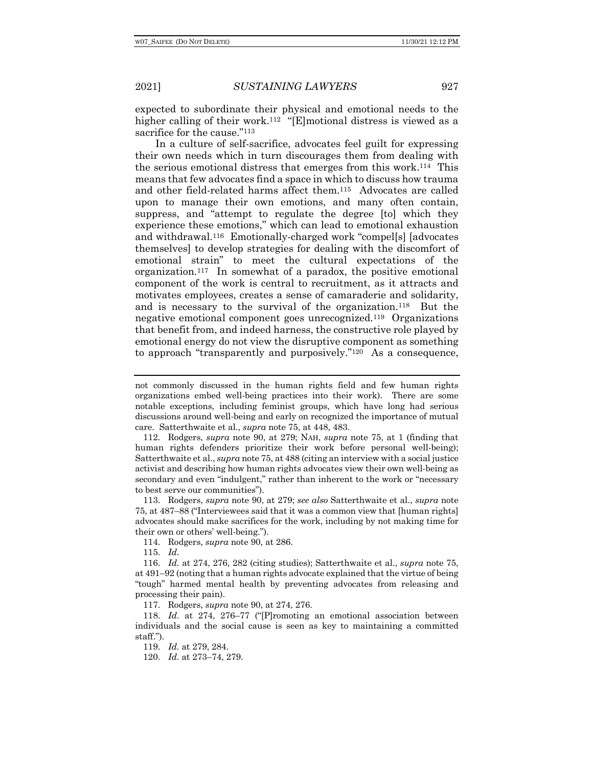expected to subordinate their physical and emotional needs to the higher calling of their work.[112] "[E]motional distress is viewed as a sacrifice for the cause."[113]

In a culture of self-sacrifice, advocates feel guilt for expressing their own needs which in turn discourages them from dealing with the serious emotional distress that emerges from this work.[114] This means that few advocates find a space in which to discuss how trauma and other field-related harms affect them.[115] Advocates are called upon to manage their own emotions, and many often contain, suppress, and "attempt to regulate the degree [to] which they experience these emotions," which can lead to emotional exhaustion and withdrawal.[116] Emotionally-charged work "compel[s] [advocates themselves] to develop strategies for dealing with the discomfort of emotional strain" to meet the cultural expectations of the organization.[117] In somewhat of a paradox, the positive emotional component of the work is central to recruitment, as it attracts and motivates employees, creates a sense of camaraderie and solidarity, and is necessary to the survival of the organization.[118] But the negative emotional component goes unrecognized.[119] Organizations that benefit from, and indeed harness, the constructive role played by emotional energy do not view the disruptive component as something to approach "transparently and purposively."[120] As a consequence,

---

not commonly discussed in the human rights field and few human rights organizations embed well-being practices into their work). There are some notable exceptions, including feminist groups, which have long had serious discussions around well-being and early on recognized the importance of mutual care. Satterthwaite et al., *supra* note 75, at 448, 483.

112. Rodgers, *supra* note 90, at 279; NAH, *supra* note 75, at 1 (finding that human rights defenders prioritize their work before personal well-being); Satterthwaite et al., *supra* note 75, at 488 (citing an interview with a social justice activist and describing how human rights advocates view their own well-being as secondary and even "indulgent," rather than inherent to the work or "necessary to best serve our communities").

113. Rodgers, *supra* note 90, at 279; *see also* Satterthwaite et al., *supra* note 75, at 487–88 ("Interviewees said that it was a common view that [human rights] advocates should make sacrifices for the work, including by not making time for their own or others' well-being.").

114. Rodgers, *supra* note 90, at 286.

115. *Id*.

116. *Id.* at 274, 276, 282 (citing studies); Satterthwaite et al., *supra* note 75, at 491–92 (noting that a human rights advocate explained that the virtue of being "tough" harmed mental health by preventing advocates from releasing and processing their pain).

117. Rodgers, *supra* note 90, at 274, 276.

118. *Id.* at 274, 276–77 ("[P]romoting an emotional association between individuals and the social cause is seen as key to maintaining a committed staff.").

119. *Id.* at 279, 284.

120. *Id.* at 273–74, 279.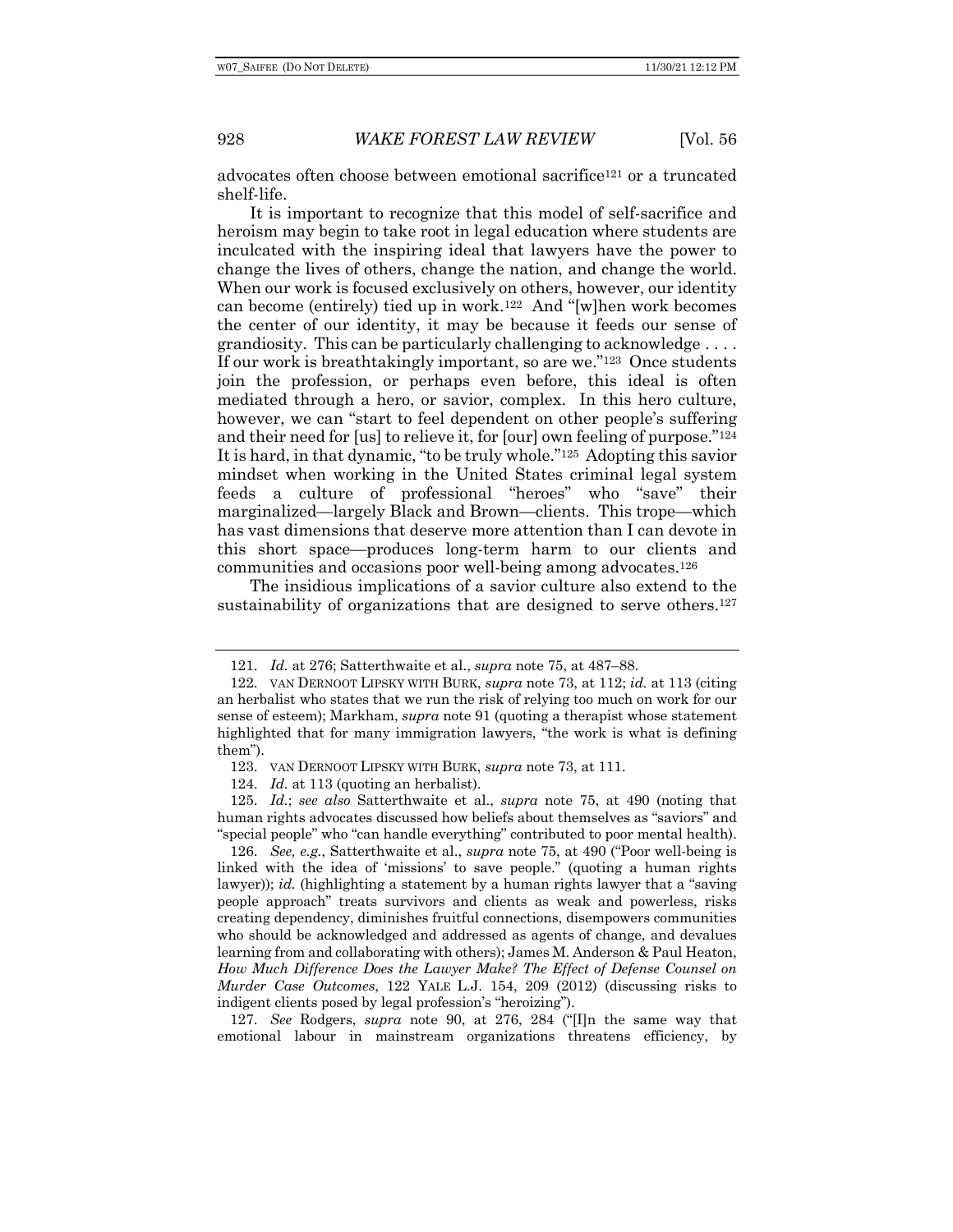advocates often choose between emotional sacrifice[121] or a truncated shelf-life.

It is important to recognize that this model of self-sacrifice and heroism may begin to take root in legal education where students are inculcated with the inspiring ideal that lawyers have the power to change the lives of others, change the nation, and change the world. When our work is focused exclusively on others, however, our identity can become (entirely) tied up in work.[122] And "[w]hen work becomes the center of our identity, it may be because it feeds our sense of grandiosity. This can be particularly challenging to acknowledge . . . . If our work is breathtakingly important, so are we."[123] Once students join the profession, or perhaps even before, this ideal is often mediated through a hero, or savior, complex. In this hero culture, however, we can "start to feel dependent on other people's suffering and their need for [us] to relieve it, for [our] own feeling of purpose."[124] It is hard, in that dynamic, "to be truly whole."[125] Adopting this savior mindset when working in the United States criminal legal system feeds a culture of professional "heroes" who "save" their marginalized—largely Black and Brown—clients. This trope—which has vast dimensions that deserve more attention than I can devote in this short space—produces long-term harm to our clients and communities and occasions poor well-being among advocates.[126]

The insidious implications of a savior culture also extend to the sustainability of organizations that are designed to serve others.[127]

---

121. *Id.* at 276; Satterthwaite et al., *supra* note 75, at 487–88.

122. VAN DERNOOT LIPSKY WITH BURK, *supra* note 73, at 112; *id.* at 113 (citing an herbalist who states that we run the risk of relying too much on work for our sense of esteem); Markham, *supra* note 91 (quoting a therapist whose statement highlighted that for many immigration lawyers, "the work is what is defining them").

123. VAN DERNOOT LIPSKY WITH BURK, *supra* note 73, at 111.

124. *Id.* at 113 (quoting an herbalist).

125. *Id.*; *see also* Satterthwaite et al., *supra* note 75, at 490 (noting that human rights advocates discussed how beliefs about themselves as "saviors" and "special people" who "can handle everything" contributed to poor mental health).

126. *See, e.g.*, Satterthwaite et al., *supra* note 75, at 490 ("Poor well-being is linked with the idea of 'missions' to save people." (quoting a human rights lawyer)); *id.* (highlighting a statement by a human rights lawyer that a "saving people approach" treats survivors and clients as weak and powerless, risks creating dependency, diminishes fruitful connections, disempowers communities who should be acknowledged and addressed as agents of change, and devalues learning from and collaborating with others); James M. Anderson & Paul Heaton, *How Much Difference Does the Lawyer Make? The Effect of Defense Counsel on Murder Case Outcomes*, 122 YALE L.J. 154, 209 (2012) (discussing risks to indigent clients posed by legal profession's "heroizing").

127. *See* Rodgers, *supra* note 90, at 276, 284 ("[I]n the same way that emotional labour in mainstream organizations threatens efficiency, by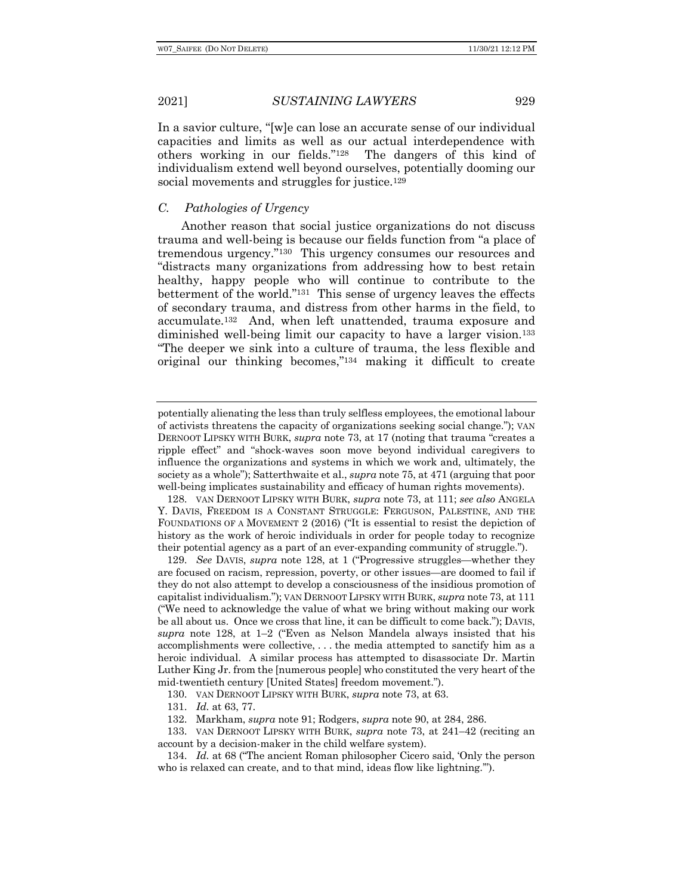In a savior culture, "[w]e can lose an accurate sense of our individual capacities and limits as well as our actual interdependence with others working in our fields."[128] The dangers of this kind of individualism extend well beyond ourselves, potentially dooming our social movements and struggles for justice.[129]

### *C. Pathologies of Urgency*

Another reason that social justice organizations do not discuss trauma and well-being is because our fields function from "a place of tremendous urgency."[130] This urgency consumes our resources and "distracts many organizations from addressing how to best retain healthy, happy people who will continue to contribute to the betterment of the world."[131] This sense of urgency leaves the effects of secondary trauma, and distress from other harms in the field, to accumulate.[132] And, when left unattended, trauma exposure and diminished well-being limit our capacity to have a larger vision.[133] "The deeper we sink into a culture of trauma, the less flexible and original our thinking becomes,"[134] making it difficult to create

---

potentially alienating the less than truly selfless employees, the emotional labour of activists threatens the capacity of organizations seeking social change."); VAN DERNOOT LIPSKY WITH BURK, *supra* note 73, at 17 (noting that trauma "creates a ripple effect" and "shock-waves soon move beyond individual caregivers to influence the organizations and systems in which we work and, ultimately, the society as a whole"); Satterthwaite et al., *supra* note 75, at 471 (arguing that poor well-being implicates sustainability and efficacy of human rights movements).

128. VAN DERNOOT LIPSKY WITH BURK, *supra* note 73, at 111; *see also* ANGELA Y. DAVIS, FREEDOM IS A CONSTANT STRUGGLE: FERGUSON, PALESTINE, AND THE FOUNDATIONS OF A MOVEMENT 2 (2016) ("It is essential to resist the depiction of history as the work of heroic individuals in order for people today to recognize their potential agency as a part of an ever-expanding community of struggle.").

129. *See* DAVIS, *supra* note 128, at 1 ("Progressive struggles—whether they are focused on racism, repression, poverty, or other issues—are doomed to fail if they do not also attempt to develop a consciousness of the insidious promotion of capitalist individualism."); VAN DERNOOT LIPSKY WITH BURK, *supra* note 73, at 111 ("We need to acknowledge the value of what we bring without making our work be all about us. Once we cross that line, it can be difficult to come back."); DAVIS, *supra* note 128, at 1–2 ("Even as Nelson Mandela always insisted that his accomplishments were collective, . . . the media attempted to sanctify him as a heroic individual. A similar process has attempted to disassociate Dr. Martin Luther King Jr. from the [numerous people] who constituted the very heart of the mid-twentieth century [United States] freedom movement.").

130. VAN DERNOOT LIPSKY WITH BURK, *supra* note 73, at 63.

131. *Id.* at 63, 77.

132. Markham, *supra* note 91; Rodgers, *supra* note 90, at 284, 286.

133. VAN DERNOOT LIPSKY WITH BURK, *supra* note 73, at 241–42 (reciting an account by a decision-maker in the child welfare system).

134. *Id.* at 68 ("The ancient Roman philosopher Cicero said, 'Only the person who is relaxed can create, and to that mind, ideas flow like lightning.'").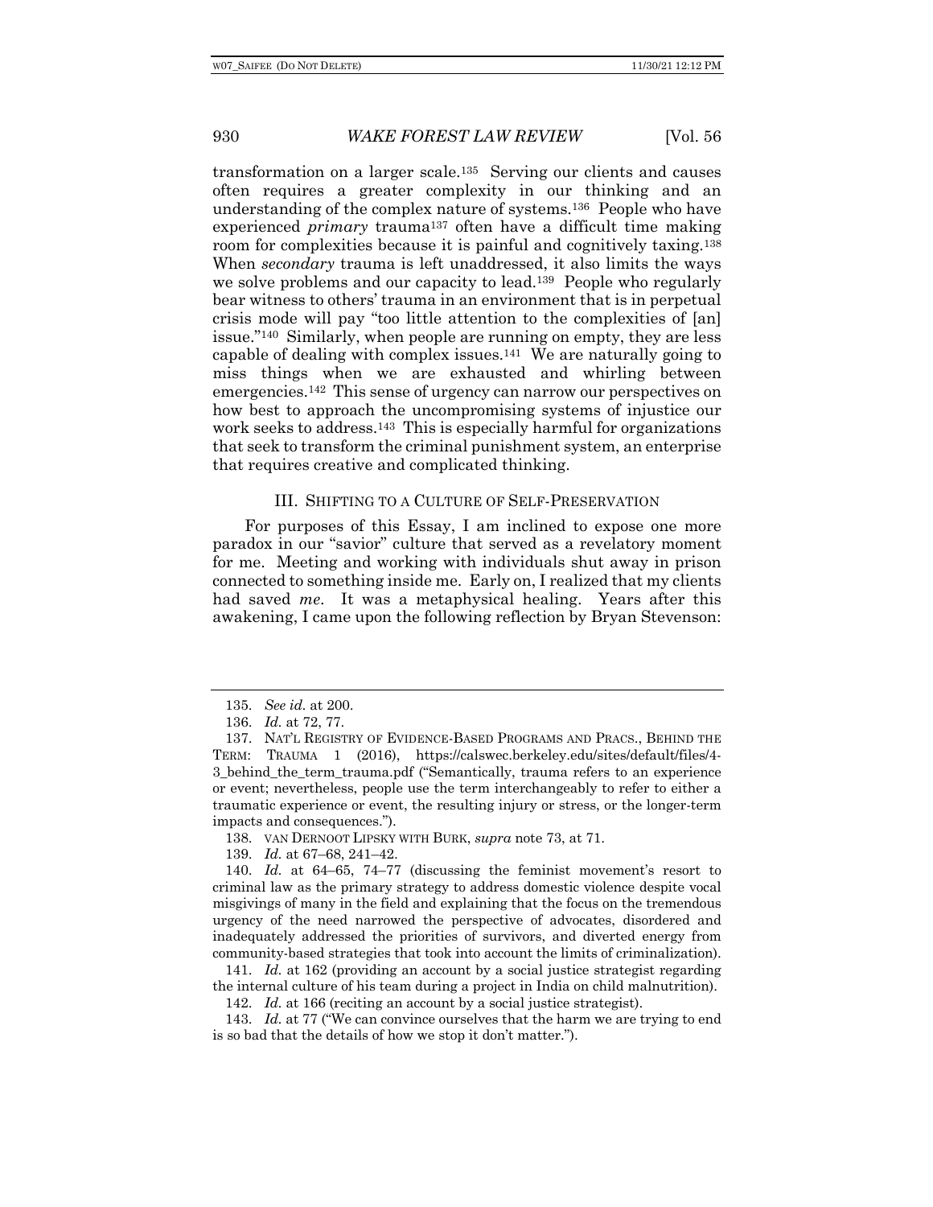transformation on a larger scale.[135] Serving our clients and causes often requires a greater complexity in our thinking and an understanding of the complex nature of systems.[136] People who have experienced *primary* trauma[137] often have a difficult time making room for complexities because it is painful and cognitively taxing.[138] When *secondary* trauma is left unaddressed, it also limits the ways we solve problems and our capacity to lead.[139] People who regularly bear witness to others' trauma in an environment that is in perpetual crisis mode will pay "too little attention to the complexities of [an] issue."[140] Similarly, when people are running on empty, they are less capable of dealing with complex issues.[141] We are naturally going to miss things when we are exhausted and whirling between emergencies.[142] This sense of urgency can narrow our perspectives on how best to approach the uncompromising systems of injustice our work seeks to address.[143] This is especially harmful for organizations that seek to transform the criminal punishment system, an enterprise that requires creative and complicated thinking.

## III. Shifting to a Culture of Self-Preservation

For purposes of this Essay, I am inclined to expose one more paradox in our "savior" culture that served as a revelatory moment for me. Meeting and working with individuals shut away in prison connected to something inside me. Early on, I realized that my clients had saved *me*. It was a metaphysical healing. Years after this awakening, I came upon the following reflection by Bryan Stevenson:

---

135. *See id.* at 200.

136. *Id.* at 72, 77.

137. Nat'l Registry of Evidence-Based Programs and Pracs., Behind the Term: Trauma 1 (2016), https://calswec.berkeley.edu/sites/default/files/4-3_behind_the_term_trauma.pdf ("Semantically, trauma refers to an experience or event; nevertheless, people use the term interchangeably to refer to either a traumatic experience or event, the resulting injury or stress, or the longer-term impacts and consequences.").

138. van Dernoot Lipsky with Burk, *supra* note 73, at 71.

139. *Id.* at 67–68, 241–42.

140. *Id.* at 64–65, 74–77 (discussing the feminist movement's resort to criminal law as the primary strategy to address domestic violence despite vocal misgivings of many in the field and explaining that the focus on the tremendous urgency of the need narrowed the perspective of advocates, disordered and inadequately addressed the priorities of survivors, and diverted energy from community-based strategies that took into account the limits of criminalization).

141. *Id.* at 162 (providing an account by a social justice strategist regarding the internal culture of his team during a project in India on child malnutrition).

142. *Id.* at 166 (reciting an account by a social justice strategist).

143. *Id.* at 77 ("We can convince ourselves that the harm we are trying to end is so bad that the details of how we stop it don't matter.").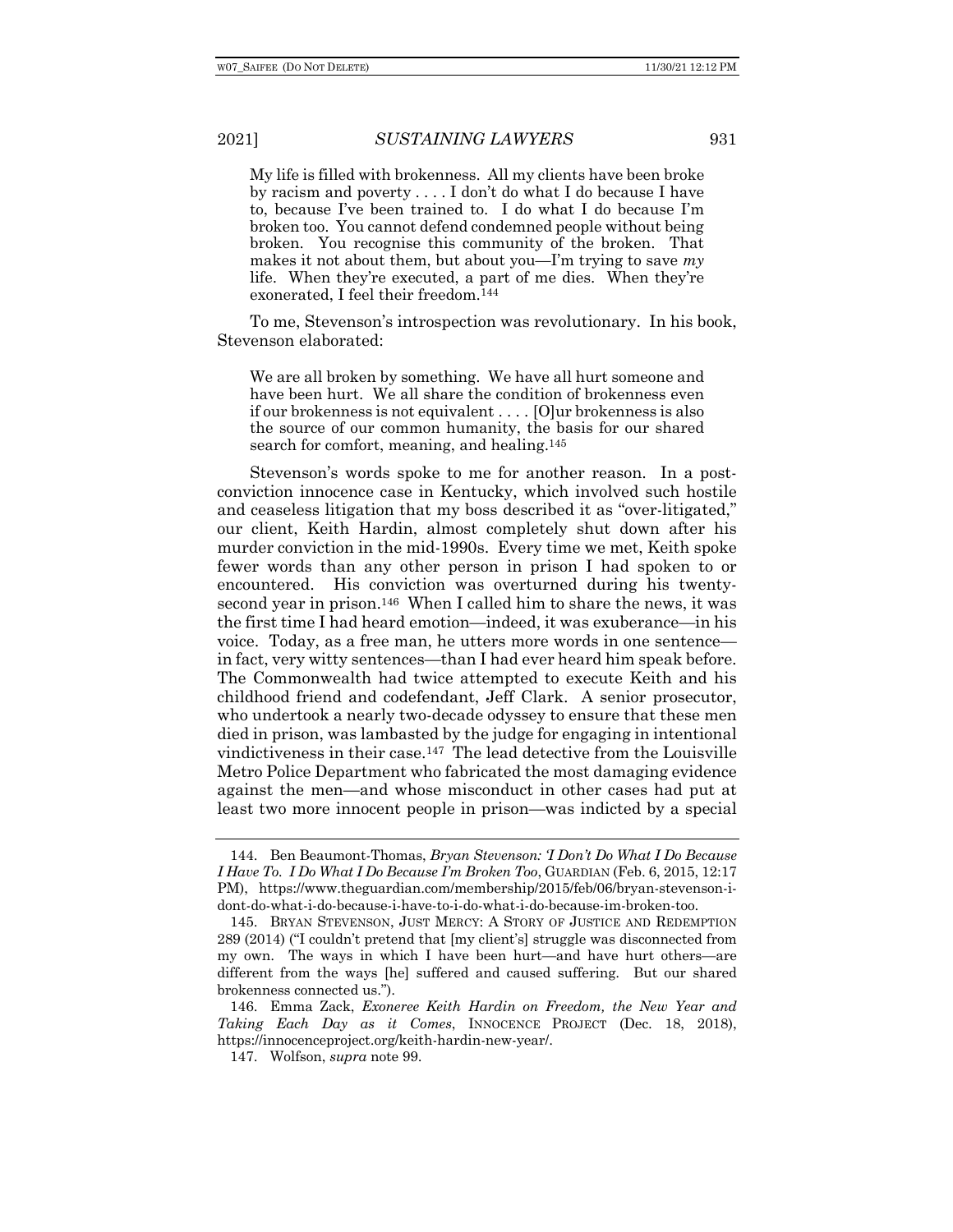> My life is filled with brokenness. All my clients have been broke by racism and poverty . . . . I don't do what I do because I have to, because I've been trained to. I do what I do because I'm broken too. You cannot defend condemned people without being broken. You recognise this community of the broken. That makes it not about them, but about you—I'm trying to save *my* life. When they're executed, a part of me dies. When they're exonerated, I feel their freedom.[144]

To me, Stevenson's introspection was revolutionary. In his book, Stevenson elaborated:

> We are all broken by something. We have all hurt someone and have been hurt. We all share the condition of brokenness even if our brokenness is not equivalent . . . . [O]ur brokenness is also the source of our common humanity, the basis for our shared search for comfort, meaning, and healing.[145]

Stevenson's words spoke to me for another reason. In a post-conviction innocence case in Kentucky, which involved such hostile and ceaseless litigation that my boss described it as "over-litigated," our client, Keith Hardin, almost completely shut down after his murder conviction in the mid-1990s. Every time we met, Keith spoke fewer words than any other person in prison I had spoken to or encountered. His conviction was overturned during his twenty-second year in prison.[146] When I called him to share the news, it was the first time I had heard emotion—indeed, it was exuberance—in his voice. Today, as a free man, he utters more words in one sentence—in fact, very witty sentences—than I had ever heard him speak before. The Commonwealth had twice attempted to execute Keith and his childhood friend and codefendant, Jeff Clark. A senior prosecutor, who undertook a nearly two-decade odyssey to ensure that these men died in prison, was lambasted by the judge for engaging in intentional vindictiveness in their case.[147] The lead detective from the Louisville Metro Police Department who fabricated the most damaging evidence against the men—and whose misconduct in other cases had put at least two more innocent people in prison—was indicted by a special

---

144. Ben Beaumont-Thomas, *Bryan Stevenson: 'I Don't Do What I Do Because I Have To. I Do What I Do Because I'm Broken Too*, GUARDIAN (Feb. 6, 2015, 12:17 PM), https://www.theguardian.com/membership/2015/feb/06/bryan-stevenson-i-dont-do-what-i-do-because-i-have-to-i-do-what-i-do-because-im-broken-too.

145. BRYAN STEVENSON, JUST MERCY: A STORY OF JUSTICE AND REDEMPTION 289 (2014) ("I couldn't pretend that [my client's] struggle was disconnected from my own. The ways in which I have been hurt—and have hurt others—are different from the ways [he] suffered and caused suffering. But our shared brokenness connected us.").

146. Emma Zack, *Exoneree Keith Hardin on Freedom, the New Year and Taking Each Day as it Comes*, INNOCENCE PROJECT (Dec. 18, 2018), https://innocenceproject.org/keith-hardin-new-year/.

147. Wolfson, *supra* note 99.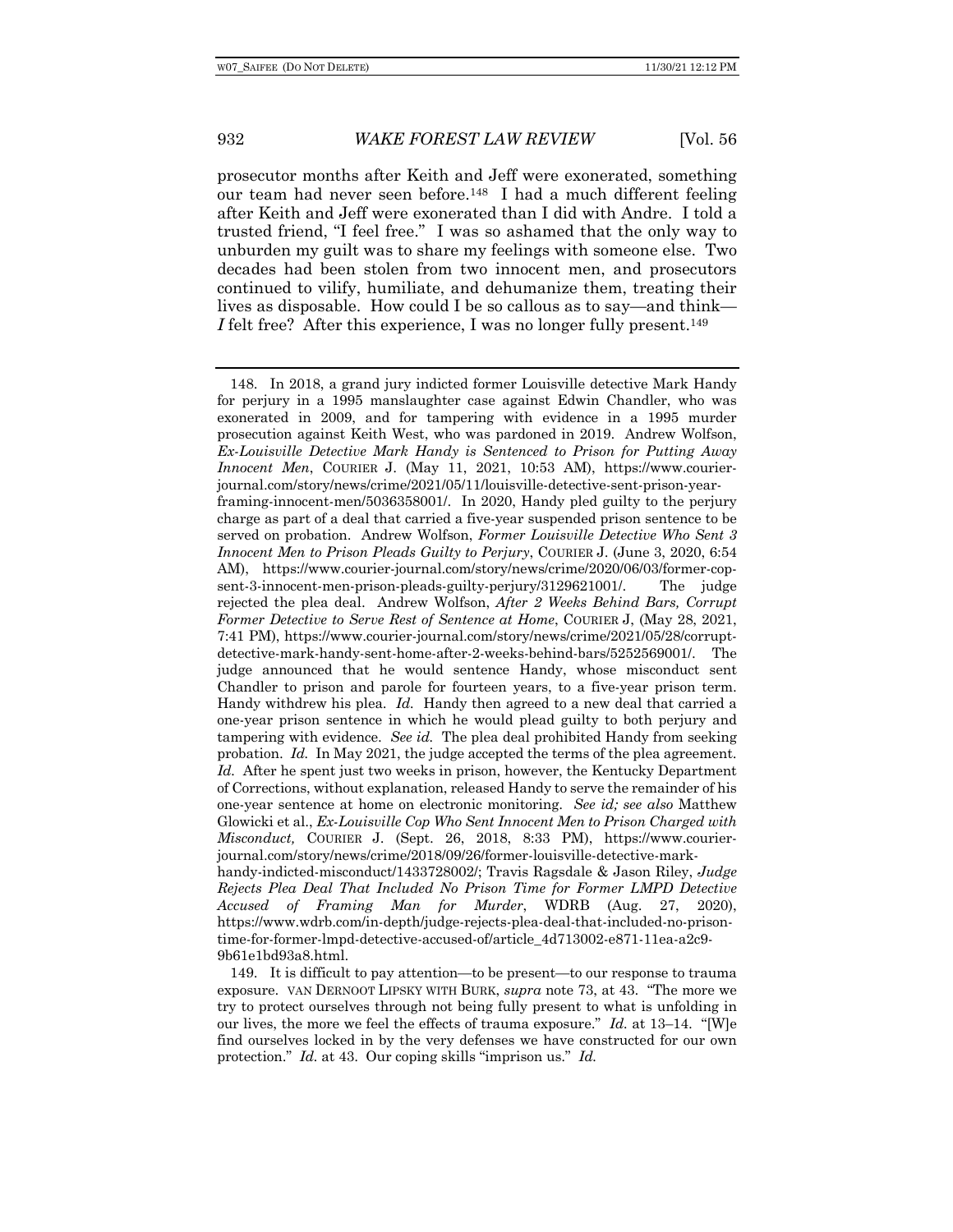prosecutor months after Keith and Jeff were exonerated, something our team had never seen before.[148] I had a much different feeling after Keith and Jeff were exonerated than I did with Andre. I told a trusted friend, "I feel free." I was so ashamed that the only way to unburden my guilt was to share my feelings with someone else. Two decades had been stolen from two innocent men, and prosecutors continued to vilify, humiliate, and dehumanize them, treating their lives as disposable. How could I be so callous as to say—and think—*I* felt free? After this experience, I was no longer fully present.[149]

---

148. In 2018, a grand jury indicted former Louisville detective Mark Handy for perjury in a 1995 manslaughter case against Edwin Chandler, who was exonerated in 2009, and for tampering with evidence in a 1995 murder prosecution against Keith West, who was pardoned in 2019. Andrew Wolfson, *Ex-Louisville Detective Mark Handy is Sentenced to Prison for Putting Away Innocent Men*, COURIER J. (May 11, 2021, 10:53 AM), https://www.courier-journal.com/story/news/crime/2021/05/11/louisville-detective-sent-prison-year-framing-innocent-men/5036358001/. In 2020, Handy pled guilty to the perjury charge as part of a deal that carried a five-year suspended prison sentence to be served on probation. Andrew Wolfson, *Former Louisville Detective Who Sent 3 Innocent Men to Prison Pleads Guilty to Perjury*, COURIER J. (June 3, 2020, 6:54 AM), https://www.courier-journal.com/story/news/crime/2020/06/03/former-cop-sent-3-innocent-men-prison-pleads-guilty-perjury/3129621001/. The judge rejected the plea deal. Andrew Wolfson, *After 2 Weeks Behind Bars, Corrupt Former Detective to Serve Rest of Sentence at Home*, COURIER J, (May 28, 2021, 7:41 PM), https://www.courier-journal.com/story/news/crime/2021/05/28/corrupt-detective-mark-handy-sent-home-after-2-weeks-behind-bars/5252569001/. The judge announced that he would sentence Handy, whose misconduct sent Chandler to prison and parole for fourteen years, to a five-year prison term. Handy withdrew his plea. *Id.* Handy then agreed to a new deal that carried a one-year prison sentence in which he would plead guilty to both perjury and tampering with evidence. *See id.* The plea deal prohibited Handy from seeking probation. *Id.* In May 2021, the judge accepted the terms of the plea agreement. *Id.* After he spent just two weeks in prison, however, the Kentucky Department of Corrections, without explanation, released Handy to serve the remainder of his one-year sentence at home on electronic monitoring. *See id; see also* Matthew Glowicki et al., *Ex-Louisville Cop Who Sent Innocent Men to Prison Charged with Misconduct,* COURIER J. (Sept. 26, 2018, 8:33 PM), https://www.courier-journal.com/story/news/crime/2018/09/26/former-louisville-detective-mark-handy-indicted-misconduct/1433728002/; Travis Ragsdale & Jason Riley, *Judge Rejects Plea Deal That Included No Prison Time for Former LMPD Detective Accused of Framing Man for Murder*, WDRB (Aug. 27, 2020), https://www.wdrb.com/in-depth/judge-rejects-plea-deal-that-included-no-prison-time-for-former-lmpd-detective-accused-of/article_4d713002-e871-11ea-a2c9-9b61e1bd93a8.html.

149. It is difficult to pay attention—to be present—to our response to trauma exposure. VAN DERNOOT LIPSKY WITH BURK, *supra* note 73, at 43. "The more we try to protect ourselves through not being fully present to what is unfolding in our lives, the more we feel the effects of trauma exposure." *Id.* at 13–14. "[W]e find ourselves locked in by the very defenses we have constructed for our own protection." *Id.* at 43. Our coping skills "imprison us." *Id.*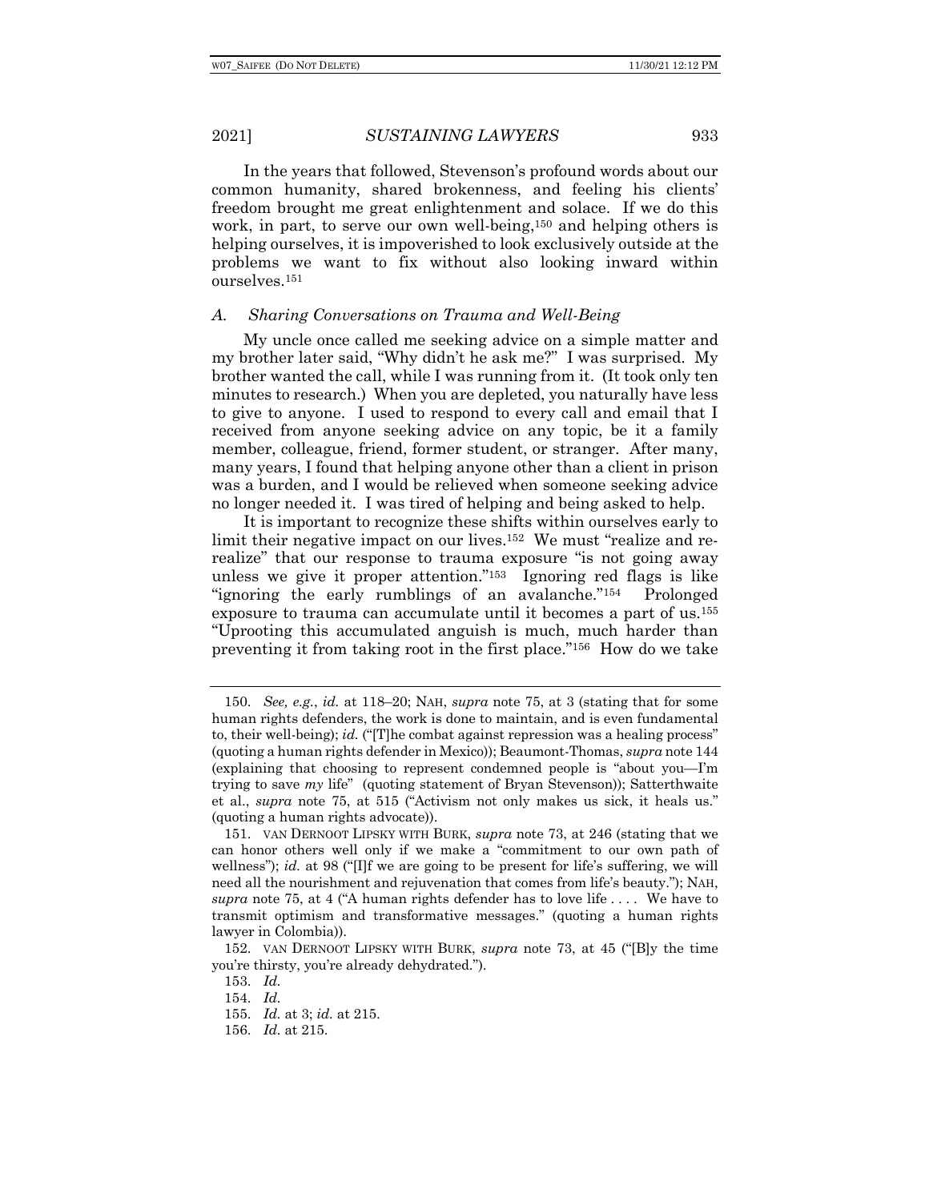In the years that followed, Stevenson's profound words about our common humanity, shared brokenness, and feeling his clients' freedom brought me great enlightenment and solace. If we do this work, in part, to serve our own well-being,[150] and helping others is helping ourselves, it is impoverished to look exclusively outside at the problems we want to fix without also looking inward within ourselves.[151]

### *A. Sharing Conversations on Trauma and Well-Being*

My uncle once called me seeking advice on a simple matter and my brother later said, "Why didn't he ask me?" I was surprised. My brother wanted the call, while I was running from it. (It took only ten minutes to research.) When you are depleted, you naturally have less to give to anyone. I used to respond to every call and email that I received from anyone seeking advice on any topic, be it a family member, colleague, friend, former student, or stranger. After many, many years, I found that helping anyone other than a client in prison was a burden, and I would be relieved when someone seeking advice no longer needed it. I was tired of helping and being asked to help.

It is important to recognize these shifts within ourselves early to limit their negative impact on our lives.[152] We must "realize and re-realize" that our response to trauma exposure "is not going away unless we give it proper attention."[153] Ignoring red flags is like "ignoring the early rumblings of an avalanche."[154] Prolonged exposure to trauma can accumulate until it becomes a part of us.[155] "Uprooting this accumulated anguish is much, much harder than preventing it from taking root in the first place."[156] How do we take

---

150. *See, e.g.*, *id.* at 118–20; NAH, *supra* note 75, at 3 (stating that for some human rights defenders, the work is done to maintain, and is even fundamental to, their well-being); *id.* ("[T]he combat against repression was a healing process" (quoting a human rights defender in Mexico)); Beaumont-Thomas, *supra* note 144 (explaining that choosing to represent condemned people is "about you—I'm trying to save *my* life" (quoting statement of Bryan Stevenson)); Satterthwaite et al., *supra* note 75, at 515 ("Activism not only makes us sick, it heals us." (quoting a human rights advocate)).

151. VAN DERNOOT LIPSKY WITH BURK, *supra* note 73, at 246 (stating that we can honor others well only if we make a "commitment to our own path of wellness"); *id.* at 98 ("[I]f we are going to be present for life's suffering, we will need all the nourishment and rejuvenation that comes from life's beauty."); NAH, *supra* note 75, at 4 ("A human rights defender has to love life . . . . We have to transmit optimism and transformative messages." (quoting a human rights lawyer in Colombia)).

152. VAN DERNOOT LIPSKY WITH BURK, *supra* note 73, at 45 ("[B]y the time you're thirsty, you're already dehydrated.").

153. *Id.*

154. *Id.*

155. *Id.* at 3; *id.* at 215.

156. *Id.* at 215.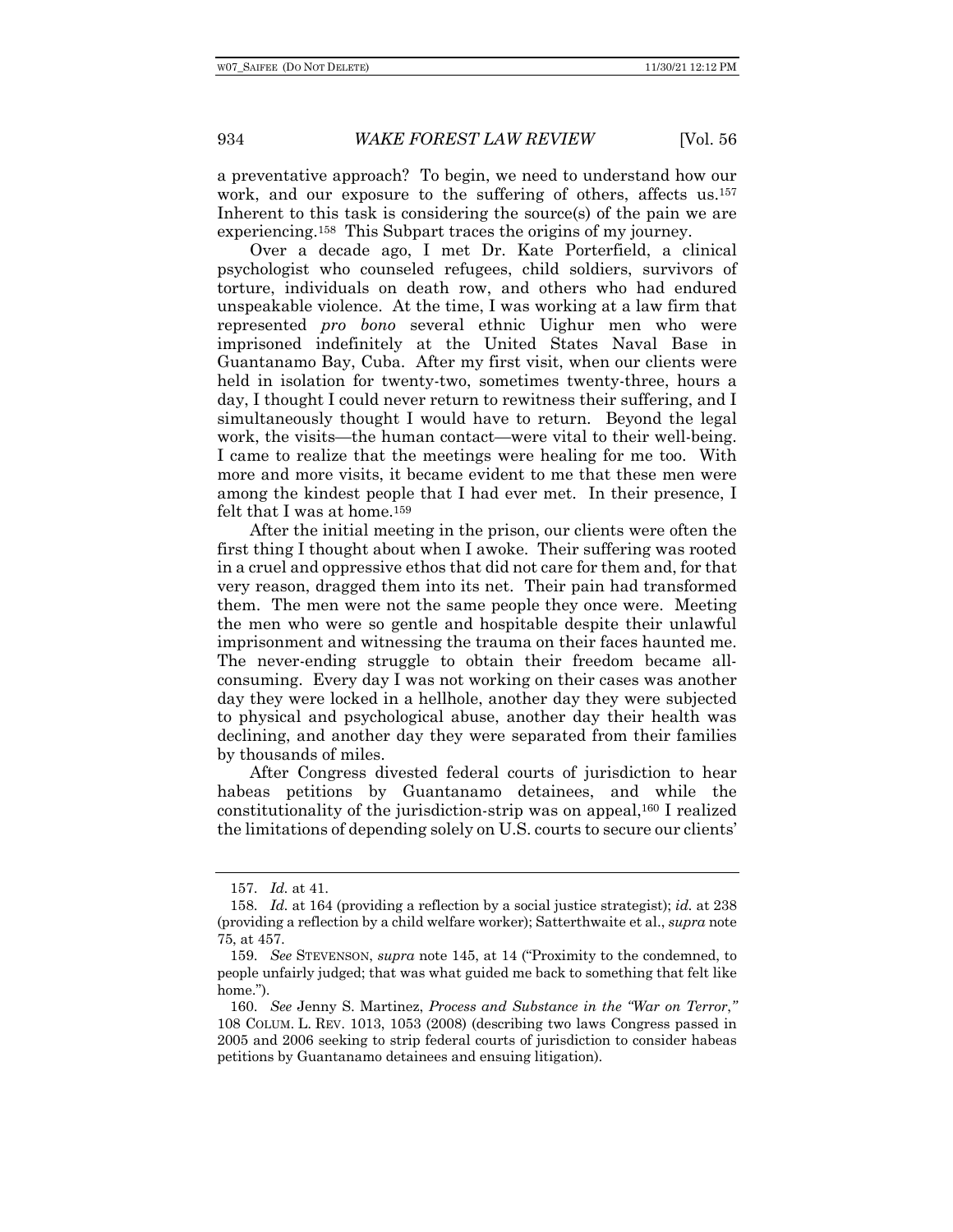a preventative approach? To begin, we need to understand how our work, and our exposure to the suffering of others, affects us.[157] Inherent to this task is considering the source(s) of the pain we are experiencing.[158] This Subpart traces the origins of my journey.

Over a decade ago, I met Dr. Kate Porterfield, a clinical psychologist who counseled refugees, child soldiers, survivors of torture, individuals on death row, and others who had endured unspeakable violence. At the time, I was working at a law firm that represented *pro bono* several ethnic Uighur men who were imprisoned indefinitely at the United States Naval Base in Guantanamo Bay, Cuba. After my first visit, when our clients were held in isolation for twenty-two, sometimes twenty-three, hours a day, I thought I could never return to rewitness their suffering, and I simultaneously thought I would have to return. Beyond the legal work, the visits—the human contact—were vital to their well-being. I came to realize that the meetings were healing for me too. With more and more visits, it became evident to me that these men were among the kindest people that I had ever met. In their presence, I felt that I was at home.[159]

After the initial meeting in the prison, our clients were often the first thing I thought about when I awoke. Their suffering was rooted in a cruel and oppressive ethos that did not care for them and, for that very reason, dragged them into its net. Their pain had transformed them. The men were not the same people they once were. Meeting the men who were so gentle and hospitable despite their unlawful imprisonment and witnessing the trauma on their faces haunted me. The never-ending struggle to obtain their freedom became all-consuming. Every day I was not working on their cases was another day they were locked in a hellhole, another day they were subjected to physical and psychological abuse, another day their health was declining, and another day they were separated from their families by thousands of miles.

After Congress divested federal courts of jurisdiction to hear habeas petitions by Guantanamo detainees, and while the constitutionality of the jurisdiction-strip was on appeal,[160] I realized the limitations of depending solely on U.S. courts to secure our clients'

---

157. *Id.* at 41.

158. *Id.* at 164 (providing a reflection by a social justice strategist); *id.* at 238 (providing a reflection by a child welfare worker); Satterthwaite et al., *supra* note 75, at 457.

159. *See* STEVENSON, *supra* note 145, at 14 ("Proximity to the condemned, to people unfairly judged; that was what guided me back to something that felt like home.").

160. *See* Jenny S. Martinez, *Process and Substance in the "War on Terror*,*"* 108 COLUM. L. REV. 1013, 1053 (2008) (describing two laws Congress passed in 2005 and 2006 seeking to strip federal courts of jurisdiction to consider habeas petitions by Guantanamo detainees and ensuing litigation).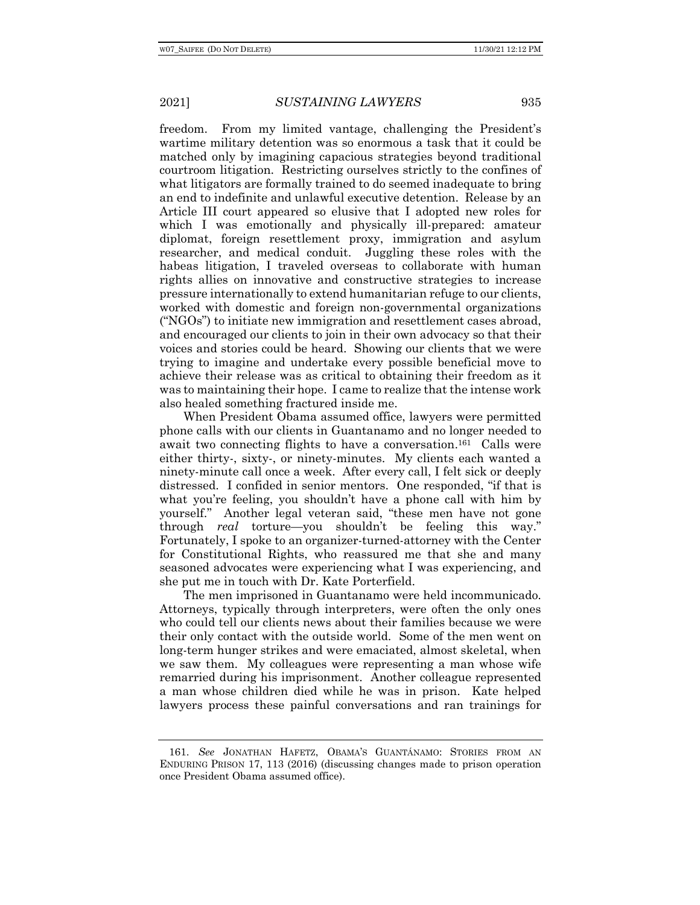freedom. From my limited vantage, challenging the President's wartime military detention was so enormous a task that it could be matched only by imagining capacious strategies beyond traditional courtroom litigation. Restricting ourselves strictly to the confines of what litigators are formally trained to do seemed inadequate to bring an end to indefinite and unlawful executive detention. Release by an Article III court appeared so elusive that I adopted new roles for which I was emotionally and physically ill-prepared: amateur diplomat, foreign resettlement proxy, immigration and asylum researcher, and medical conduit. Juggling these roles with the habeas litigation, I traveled overseas to collaborate with human rights allies on innovative and constructive strategies to increase pressure internationally to extend humanitarian refuge to our clients, worked with domestic and foreign non-governmental organizations ("NGOs") to initiate new immigration and resettlement cases abroad, and encouraged our clients to join in their own advocacy so that their voices and stories could be heard. Showing our clients that we were trying to imagine and undertake every possible beneficial move to achieve their release was as critical to obtaining their freedom as it was to maintaining their hope. I came to realize that the intense work also healed something fractured inside me.

When President Obama assumed office, lawyers were permitted phone calls with our clients in Guantanamo and no longer needed to await two connecting flights to have a conversation.[161] Calls were either thirty-, sixty-, or ninety-minutes. My clients each wanted a ninety-minute call once a week. After every call, I felt sick or deeply distressed. I confided in senior mentors. One responded, "if that is what you're feeling, you shouldn't have a phone call with him by yourself." Another legal veteran said, "these men have not gone through *real* torture—you shouldn't be feeling this way." Fortunately, I spoke to an organizer-turned-attorney with the Center for Constitutional Rights, who reassured me that she and many seasoned advocates were experiencing what I was experiencing, and she put me in touch with Dr. Kate Porterfield.

The men imprisoned in Guantanamo were held incommunicado. Attorneys, typically through interpreters, were often the only ones who could tell our clients news about their families because we were their only contact with the outside world. Some of the men went on long-term hunger strikes and were emaciated, almost skeletal, when we saw them. My colleagues were representing a man whose wife remarried during his imprisonment. Another colleague represented a man whose children died while he was in prison. Kate helped lawyers process these painful conversations and ran trainings for

---

161. *See* JONATHAN HAFETZ, OBAMA'S GUANTÁNAMO: STORIES FROM AN ENDURING PRISON 17, 113 (2016) (discussing changes made to prison operation once President Obama assumed office).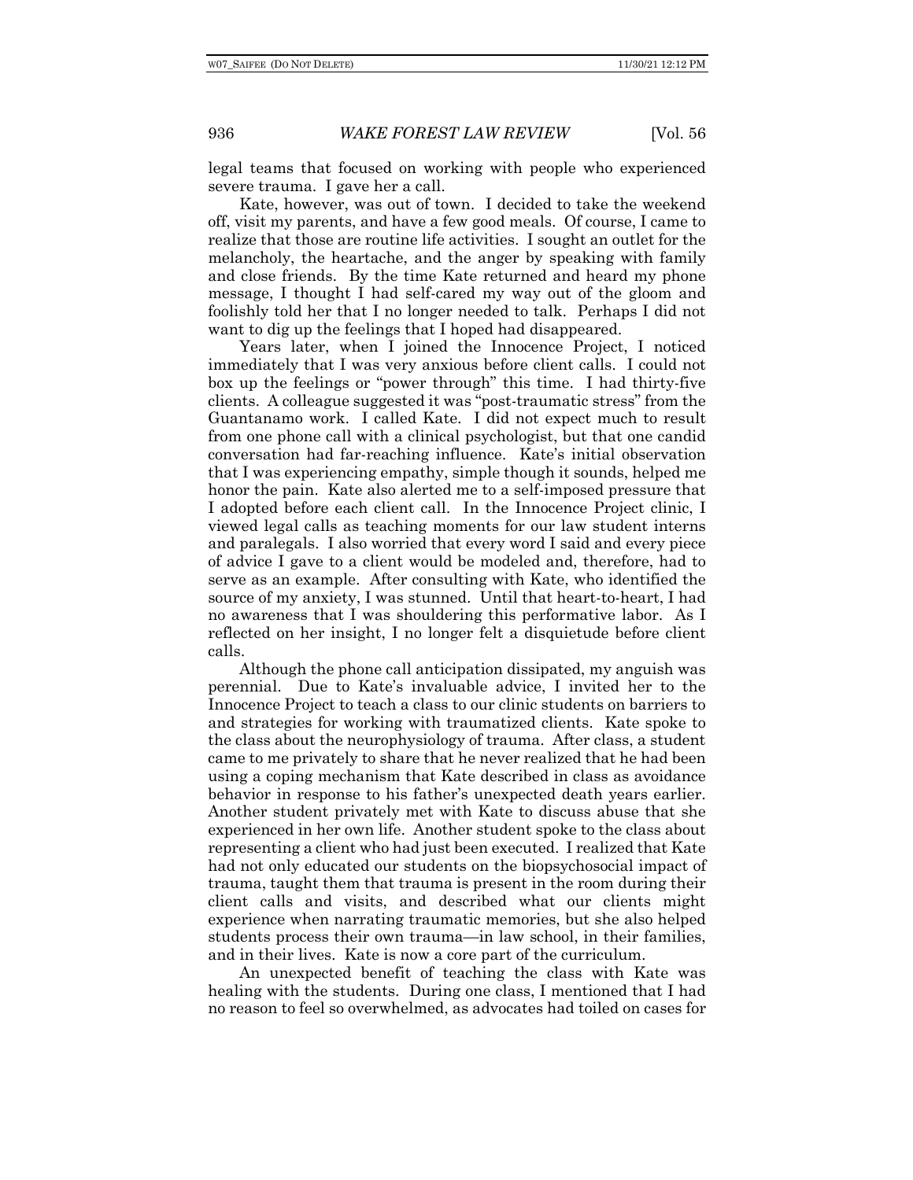legal teams that focused on working with people who experienced severe trauma. I gave her a call.

Kate, however, was out of town. I decided to take the weekend off, visit my parents, and have a few good meals. Of course, I came to realize that those are routine life activities. I sought an outlet for the melancholy, the heartache, and the anger by speaking with family and close friends. By the time Kate returned and heard my phone message, I thought I had self-cared my way out of the gloom and foolishly told her that I no longer needed to talk. Perhaps I did not want to dig up the feelings that I hoped had disappeared.

Years later, when I joined the Innocence Project, I noticed immediately that I was very anxious before client calls. I could not box up the feelings or "power through" this time. I had thirty-five clients. A colleague suggested it was "post-traumatic stress" from the Guantanamo work. I called Kate. I did not expect much to result from one phone call with a clinical psychologist, but that one candid conversation had far-reaching influence. Kate's initial observation that I was experiencing empathy, simple though it sounds, helped me honor the pain. Kate also alerted me to a self-imposed pressure that I adopted before each client call. In the Innocence Project clinic, I viewed legal calls as teaching moments for our law student interns and paralegals. I also worried that every word I said and every piece of advice I gave to a client would be modeled and, therefore, had to serve as an example. After consulting with Kate, who identified the source of my anxiety, I was stunned. Until that heart-to-heart, I had no awareness that I was shouldering this performative labor. As I reflected on her insight, I no longer felt a disquietude before client calls.

Although the phone call anticipation dissipated, my anguish was perennial. Due to Kate's invaluable advice, I invited her to the Innocence Project to teach a class to our clinic students on barriers to and strategies for working with traumatized clients. Kate spoke to the class about the neurophysiology of trauma. After class, a student came to me privately to share that he never realized that he had been using a coping mechanism that Kate described in class as avoidance behavior in response to his father's unexpected death years earlier. Another student privately met with Kate to discuss abuse that she experienced in her own life. Another student spoke to the class about representing a client who had just been executed. I realized that Kate had not only educated our students on the biopsychosocial impact of trauma, taught them that trauma is present in the room during their client calls and visits, and described what our clients might experience when narrating traumatic memories, but she also helped students process their own trauma—in law school, in their families, and in their lives. Kate is now a core part of the curriculum.

An unexpected benefit of teaching the class with Kate was healing with the students. During one class, I mentioned that I had no reason to feel so overwhelmed, as advocates had toiled on cases for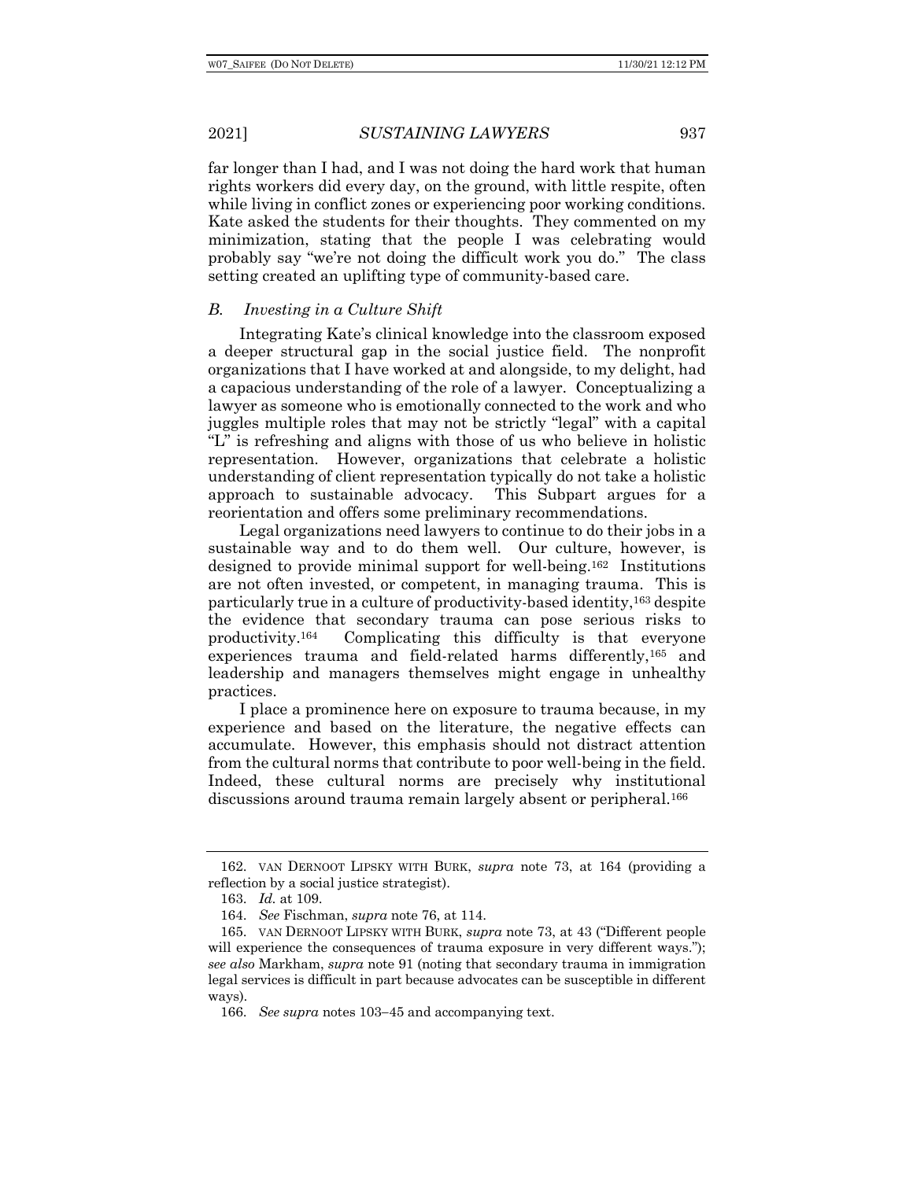far longer than I had, and I was not doing the hard work that human rights workers did every day, on the ground, with little respite, often while living in conflict zones or experiencing poor working conditions. Kate asked the students for their thoughts. They commented on my minimization, stating that the people I was celebrating would probably say "we're not doing the difficult work you do." The class setting created an uplifting type of community-based care.

### *B. Investing in a Culture Shift*

Integrating Kate's clinical knowledge into the classroom exposed a deeper structural gap in the social justice field. The nonprofit organizations that I have worked at and alongside, to my delight, had a capacious understanding of the role of a lawyer. Conceptualizing a lawyer as someone who is emotionally connected to the work and who juggles multiple roles that may not be strictly "legal" with a capital "L" is refreshing and aligns with those of us who believe in holistic representation. However, organizations that celebrate a holistic understanding of client representation typically do not take a holistic approach to sustainable advocacy. This Subpart argues for a reorientation and offers some preliminary recommendations.

Legal organizations need lawyers to continue to do their jobs in a sustainable way and to do them well. Our culture, however, is designed to provide minimal support for well-being.[162] Institutions are not often invested, or competent, in managing trauma. This is particularly true in a culture of productivity-based identity,[163] despite the evidence that secondary trauma can pose serious risks to productivity.[164] Complicating this difficulty is that everyone experiences trauma and field-related harms differently,[165] and leadership and managers themselves might engage in unhealthy practices.

I place a prominence here on exposure to trauma because, in my experience and based on the literature, the negative effects can accumulate. However, this emphasis should not distract attention from the cultural norms that contribute to poor well-being in the field. Indeed, these cultural norms are precisely why institutional discussions around trauma remain largely absent or peripheral.[166]

---

162. VAN DERNOOT LIPSKY WITH BURK, *supra* note 73, at 164 (providing a reflection by a social justice strategist).

163. *Id.* at 109.

164. *See* Fischman, *supra* note 76, at 114.

165. VAN DERNOOT LIPSKY WITH BURK, *supra* note 73, at 43 ("Different people will experience the consequences of trauma exposure in very different ways."); *see also* Markham, *supra* note 91 (noting that secondary trauma in immigration legal services is difficult in part because advocates can be susceptible in different ways).

166. *See supra* notes 103–45 and accompanying text.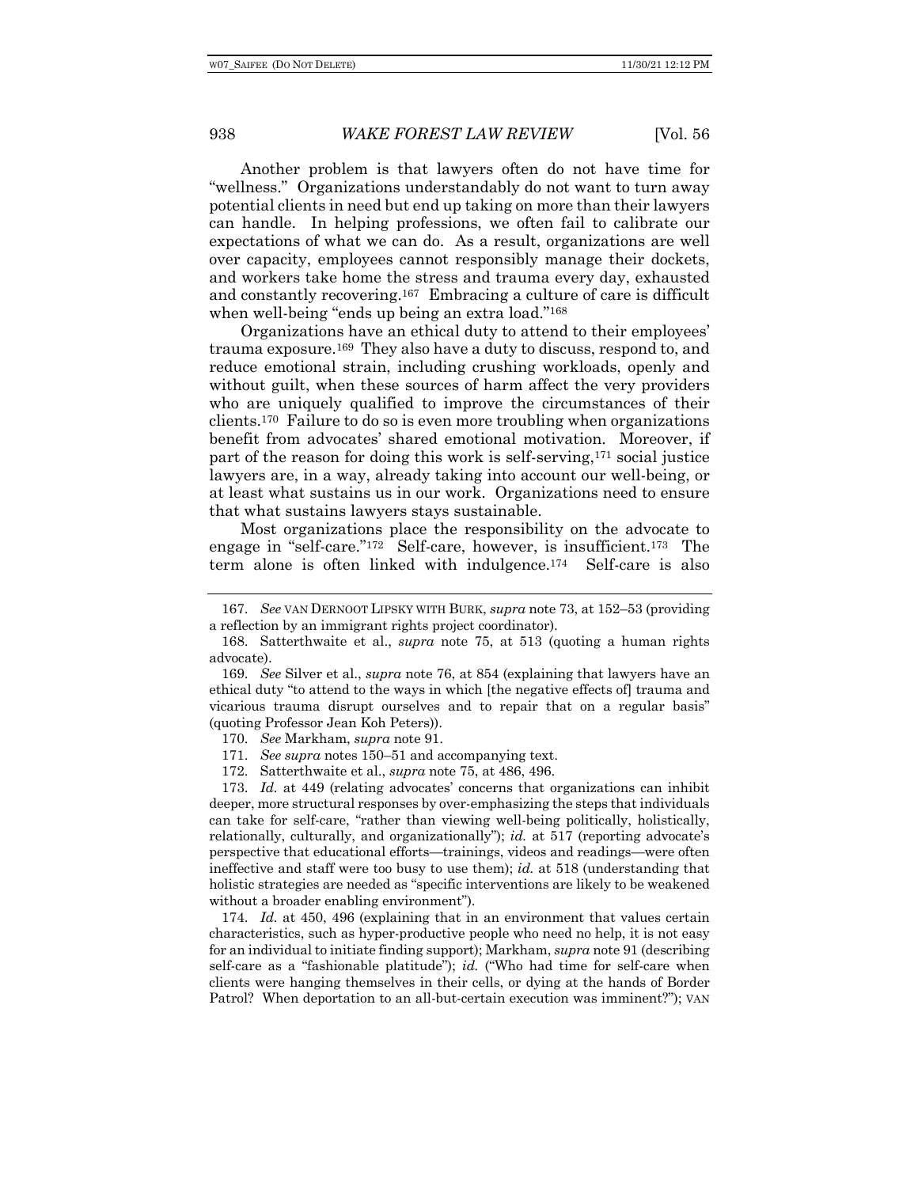Another problem is that lawyers often do not have time for "wellness." Organizations understandably do not want to turn away potential clients in need but end up taking on more than their lawyers can handle. In helping professions, we often fail to calibrate our expectations of what we can do. As a result, organizations are well over capacity, employees cannot responsibly manage their dockets, and workers take home the stress and trauma every day, exhausted and constantly recovering.[167] Embracing a culture of care is difficult when well-being "ends up being an extra load."[168]

Organizations have an ethical duty to attend to their employees' trauma exposure.[169] They also have a duty to discuss, respond to, and reduce emotional strain, including crushing workloads, openly and without guilt, when these sources of harm affect the very providers who are uniquely qualified to improve the circumstances of their clients.[170] Failure to do so is even more troubling when organizations benefit from advocates' shared emotional motivation. Moreover, if part of the reason for doing this work is self-serving,[171] social justice lawyers are, in a way, already taking into account our well-being, or at least what sustains us in our work. Organizations need to ensure that what sustains lawyers stays sustainable.

Most organizations place the responsibility on the advocate to engage in "self-care."[172] Self-care, however, is insufficient.[173] The term alone is often linked with indulgence.[174] Self-care is also

---

167. *See* VAN DERNOOT LIPSKY WITH BURK, *supra* note 73, at 152–53 (providing a reflection by an immigrant rights project coordinator).

168. Satterthwaite et al., *supra* note 75, at 513 (quoting a human rights advocate).

169. *See* Silver et al., *supra* note 76, at 854 (explaining that lawyers have an ethical duty "to attend to the ways in which [the negative effects of] trauma and vicarious trauma disrupt ourselves and to repair that on a regular basis" (quoting Professor Jean Koh Peters)).

170. *See* Markham, *supra* note 91.

171. *See supra* notes 150–51 and accompanying text.

172. Satterthwaite et al., *supra* note 75, at 486, 496.

173. *Id.* at 449 (relating advocates' concerns that organizations can inhibit deeper, more structural responses by over-emphasizing the steps that individuals can take for self-care, "rather than viewing well-being politically, holistically, relationally, culturally, and organizationally"); *id.* at 517 (reporting advocate's perspective that educational efforts—trainings, videos and readings—were often ineffective and staff were too busy to use them); *id.* at 518 (understanding that holistic strategies are needed as "specific interventions are likely to be weakened without a broader enabling environment").

174. *Id.* at 450, 496 (explaining that in an environment that values certain characteristics, such as hyper-productive people who need no help, it is not easy for an individual to initiate finding support); Markham, *supra* note 91 (describing self-care as a "fashionable platitude"); *id.* ("Who had time for self-care when clients were hanging themselves in their cells, or dying at the hands of Border Patrol? When deportation to an all-but-certain execution was imminent?"); VAN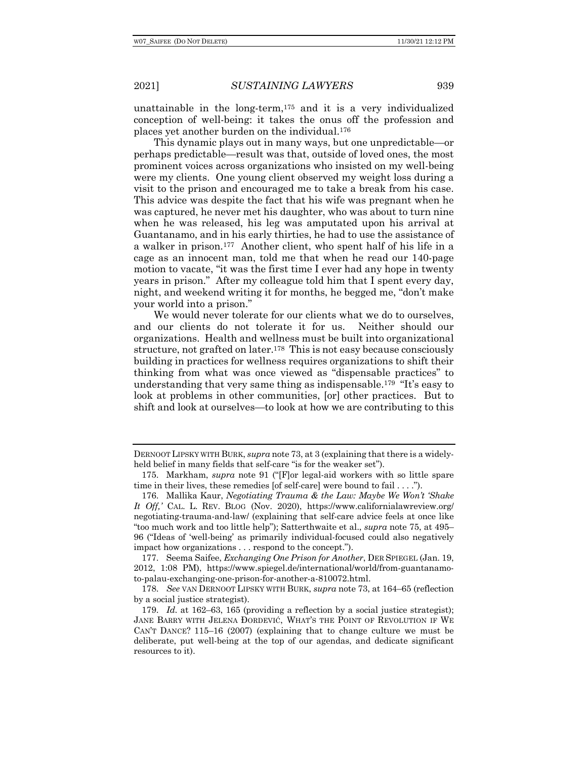unattainable in the long-term,[175] and it is a very individualized conception of well-being: it takes the onus off the profession and places yet another burden on the individual.[176]

This dynamic plays out in many ways, but one unpredictable—or perhaps predictable—result was that, outside of loved ones, the most prominent voices across organizations who insisted on my well-being were my clients. One young client observed my weight loss during a visit to the prison and encouraged me to take a break from his case. This advice was despite the fact that his wife was pregnant when he was captured, he never met his daughter, who was about to turn nine when he was released, his leg was amputated upon his arrival at Guantanamo, and in his early thirties, he had to use the assistance of a walker in prison.[177] Another client, who spent half of his life in a cage as an innocent man, told me that when he read our 140-page motion to vacate, "it was the first time I ever had any hope in twenty years in prison." After my colleague told him that I spent every day, night, and weekend writing it for months, he begged me, "don't make your world into a prison."

We would never tolerate for our clients what we do to ourselves, and our clients do not tolerate it for us. Neither should our organizations. Health and wellness must be built into organizational structure, not grafted on later.[178] This is not easy because consciously building in practices for wellness requires organizations to shift their thinking from what was once viewed as "dispensable practices" to understanding that very same thing as indispensable.[179] "It's easy to look at problems in other communities, [or] other practices. But to shift and look at ourselves—to look at how we are contributing to this

---

DERNOOT LIPSKY WITH BURK, *supra* note 73, at 3 (explaining that there is a widely-held belief in many fields that self-care "is for the weaker set").

175. Markham, *supra* note 91 ("[F]or legal-aid workers with so little spare time in their lives, these remedies [of self-care] were bound to fail . . . .").

176. Mallika Kaur, *Negotiating Trauma & the Law: Maybe We Won't 'Shake It Off,'* CAL. L. REV. BLOG (Nov. 2020), https://www.californialawreview.org/negotiating-trauma-and-law/ (explaining that self-care advice feels at once like "too much work and too little help"); Satterthwaite et al., *supra* note 75, at 495–96 ("Ideas of 'well-being' as primarily individual-focused could also negatively impact how organizations . . . respond to the concept.").

177. Seema Saifee, *Exchanging One Prison for Another*, DER SPIEGEL (Jan. 19, 2012, 1:08 PM), https://www.spiegel.de/international/world/from-guantanamo-to-palau-exchanging-one-prison-for-another-a-810072.html.

178. *See* VAN DERNOOT LIPSKY WITH BURK, *supra* note 73, at 164–65 (reflection by a social justice strategist).

179. *Id.* at 162–63, 165 (providing a reflection by a social justice strategist); JANE BARRY WITH JELENA ĐORDEVIĆ, WHAT'S THE POINT OF REVOLUTION IF WE CAN'T DANCE? 115–16 (2007) (explaining that to change culture we must be deliberate, put well-being at the top of our agendas, and dedicate significant resources to it).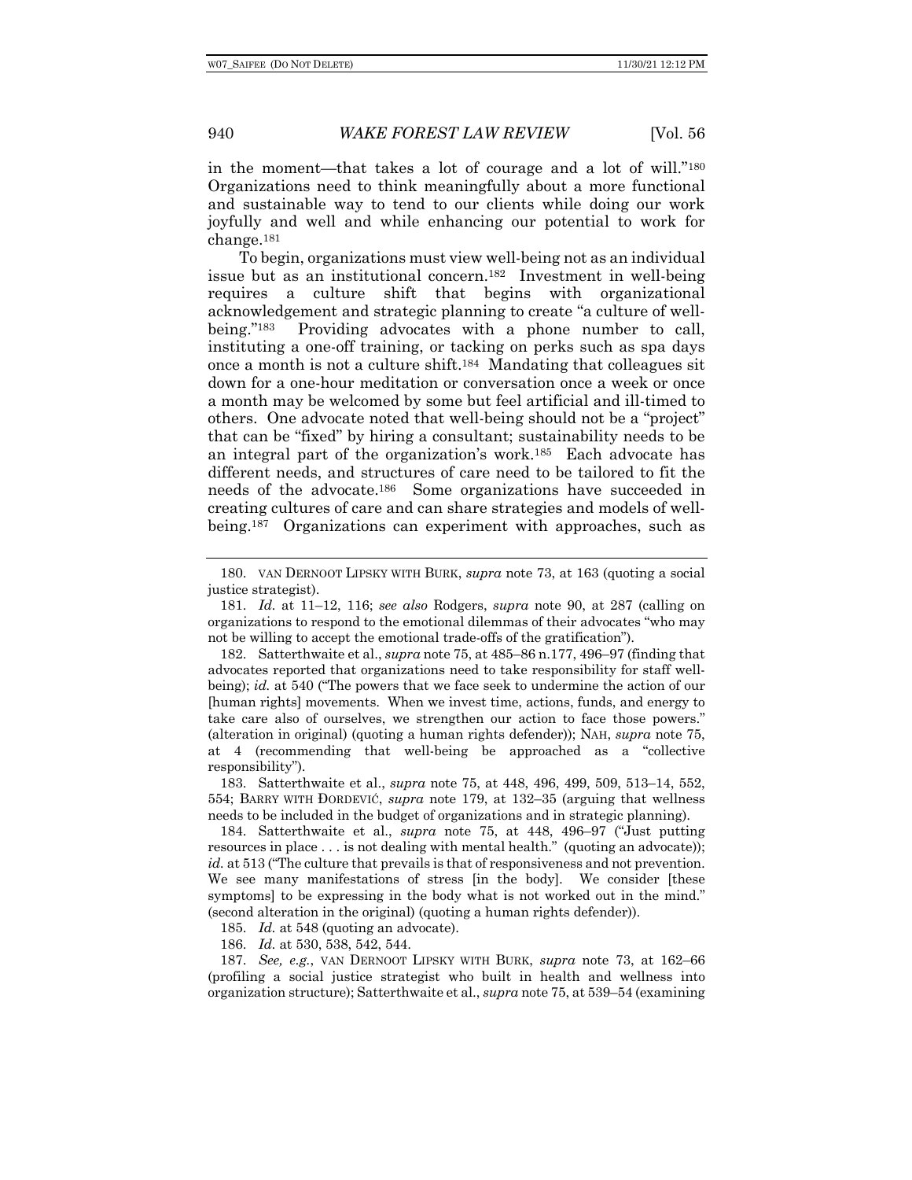in the moment—that takes a lot of courage and a lot of will."[180] Organizations need to think meaningfully about a more functional and sustainable way to tend to our clients while doing our work joyfully and well and while enhancing our potential to work for change.[181]

To begin, organizations must view well-being not as an individual issue but as an institutional concern.[182] Investment in well-being requires a culture shift that begins with organizational acknowledgement and strategic planning to create "a culture of well-being."[183] Providing advocates with a phone number to call, instituting a one-off training, or tacking on perks such as spa days once a month is not a culture shift.[184] Mandating that colleagues sit down for a one-hour meditation or conversation once a week or once a month may be welcomed by some but feel artificial and ill-timed to others. One advocate noted that well-being should not be a "project" that can be "fixed" by hiring a consultant; sustainability needs to be an integral part of the organization's work.[185] Each advocate has different needs, and structures of care need to be tailored to fit the needs of the advocate.[186] Some organizations have succeeded in creating cultures of care and can share strategies and models of well-being.[187] Organizations can experiment with approaches, such as

---

180. VAN DERNOOT LIPSKY WITH BURK, *supra* note 73, at 163 (quoting a social justice strategist).

181. *Id.* at 11–12, 116; *see also* Rodgers, *supra* note 90, at 287 (calling on organizations to respond to the emotional dilemmas of their advocates "who may not be willing to accept the emotional trade-offs of the gratification").

182. Satterthwaite et al., *supra* note 75, at 485–86 n.177, 496–97 (finding that advocates reported that organizations need to take responsibility for staff well-being); *id.* at 540 ("The powers that we face seek to undermine the action of our [human rights] movements. When we invest time, actions, funds, and energy to take care also of ourselves, we strengthen our action to face those powers." (alteration in original) (quoting a human rights defender)); NAH, *supra* note 75, at 4 (recommending that well-being be approached as a "collective responsibility").

183. Satterthwaite et al., *supra* note 75, at 448, 496, 499, 509, 513–14, 552, 554; BARRY WITH ĐORDEVIĆ, *supra* note 179, at 132–35 (arguing that wellness needs to be included in the budget of organizations and in strategic planning).

184. Satterthwaite et al., *supra* note 75, at 448, 496–97 ("Just putting resources in place . . . is not dealing with mental health." (quoting an advocate)); *id.* at 513 ("The culture that prevails is that of responsiveness and not prevention. We see many manifestations of stress [in the body]. We consider [these symptoms] to be expressing in the body what is not worked out in the mind." (second alteration in the original) (quoting a human rights defender)).

185. *Id.* at 548 (quoting an advocate).

186. *Id.* at 530, 538, 542, 544.

187. *See, e.g.*, VAN DERNOOT LIPSKY WITH BURK, *supra* note 73, at 162–66 (profiling a social justice strategist who built in health and wellness into organization structure); Satterthwaite et al., *supra* note 75, at 539–54 (examining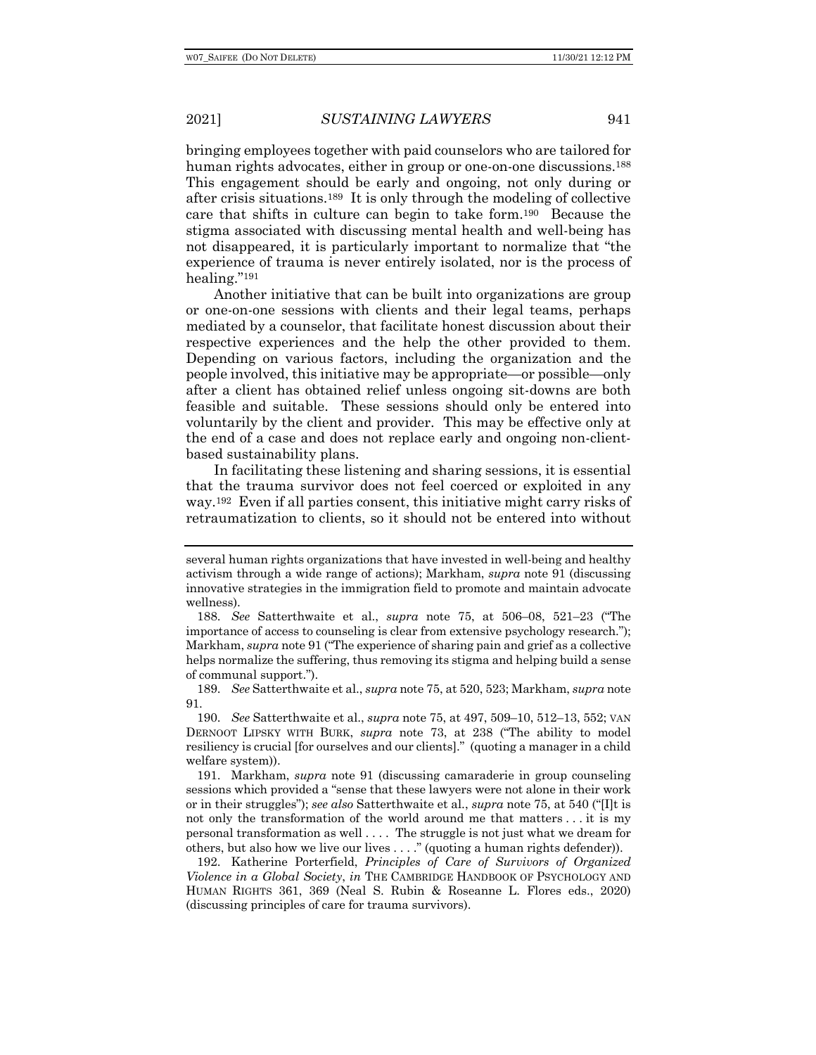bringing employees together with paid counselors who are tailored for human rights advocates, either in group or one-on-one discussions.[188] This engagement should be early and ongoing, not only during or after crisis situations.[189] It is only through the modeling of collective care that shifts in culture can begin to take form.[190] Because the stigma associated with discussing mental health and well-being has not disappeared, it is particularly important to normalize that "the experience of trauma is never entirely isolated, nor is the process of healing."[191]

Another initiative that can be built into organizations are group or one-on-one sessions with clients and their legal teams, perhaps mediated by a counselor, that facilitate honest discussion about their respective experiences and the help the other provided to them. Depending on various factors, including the organization and the people involved, this initiative may be appropriate—or possible—only after a client has obtained relief unless ongoing sit-downs are both feasible and suitable. These sessions should only be entered into voluntarily by the client and provider. This may be effective only at the end of a case and does not replace early and ongoing non-client-based sustainability plans.

In facilitating these listening and sharing sessions, it is essential that the trauma survivor does not feel coerced or exploited in any way.[192] Even if all parties consent, this initiative might carry risks of retraumatization to clients, so it should not be entered into without

---

several human rights organizations that have invested in well-being and healthy activism through a wide range of actions); Markham, *supra* note 91 (discussing innovative strategies in the immigration field to promote and maintain advocate wellness).

188. *See* Satterthwaite et al., *supra* note 75, at 506–08, 521–23 ("The importance of access to counseling is clear from extensive psychology research."); Markham, *supra* note 91 ("The experience of sharing pain and grief as a collective helps normalize the suffering, thus removing its stigma and helping build a sense of communal support.").

189. *See* Satterthwaite et al., *supra* note 75, at 520, 523; Markham, *supra* note 91.

190. *See* Satterthwaite et al., *supra* note 75, at 497, 509–10, 512–13, 552; VAN DERNOOT LIPSKY WITH BURK, *supra* note 73, at 238 ("The ability to model resiliency is crucial [for ourselves and our clients]." (quoting a manager in a child welfare system)).

191. Markham, *supra* note 91 (discussing camaraderie in group counseling sessions which provided a "sense that these lawyers were not alone in their work or in their struggles"); *see also* Satterthwaite et al., *supra* note 75, at 540 ("[I]t is not only the transformation of the world around me that matters . . . it is my personal transformation as well . . . . The struggle is not just what we dream for others, but also how we live our lives . . . ." (quoting a human rights defender)).

192. Katherine Porterfield, *Principles of Care of Survivors of Organized Violence in a Global Society*, *in* THE CAMBRIDGE HANDBOOK OF PSYCHOLOGY AND HUMAN RIGHTS 361, 369 (Neal S. Rubin & Roseanne L. Flores eds., 2020) (discussing principles of care for trauma survivors).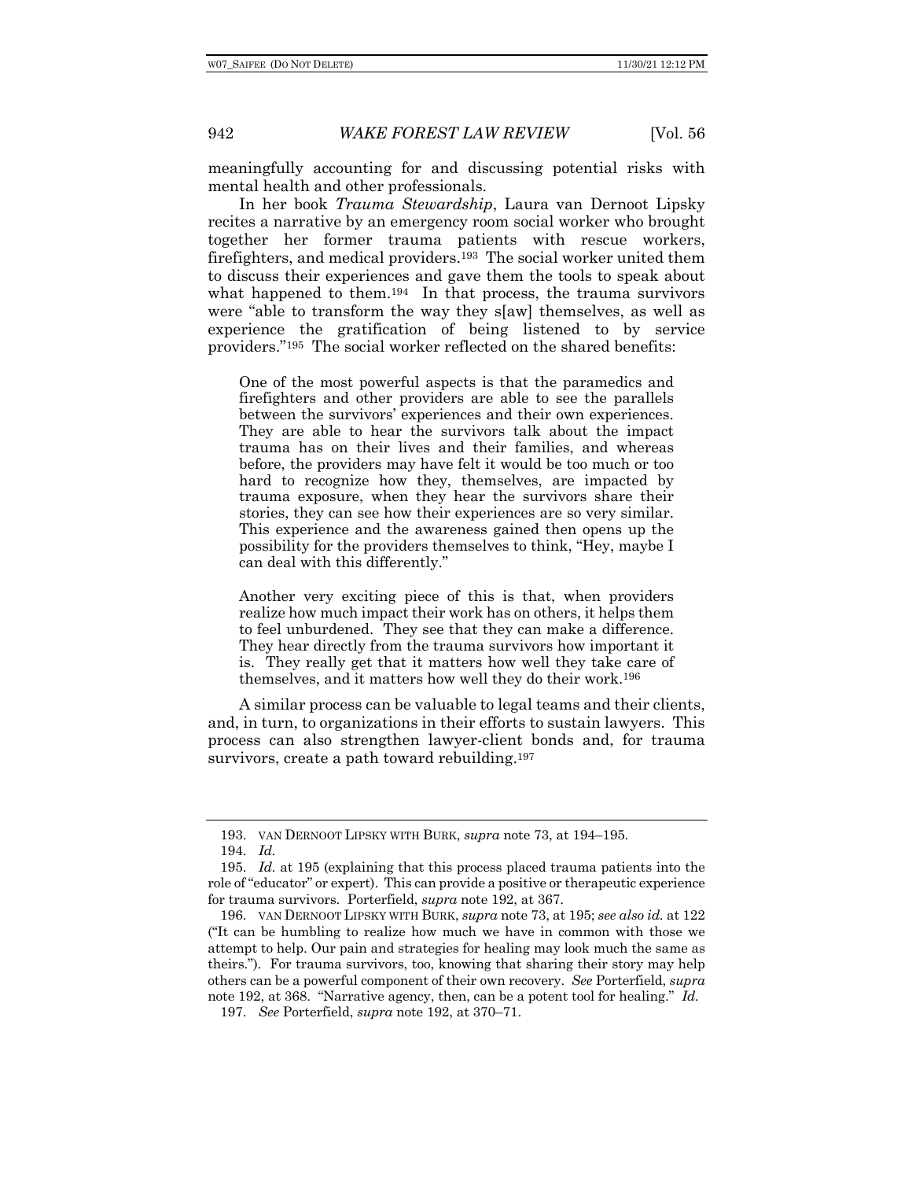meaningfully accounting for and discussing potential risks with mental health and other professionals.

In her book *Trauma Stewardship*, Laura van Dernoot Lipsky recites a narrative by an emergency room social worker who brought together her former trauma patients with rescue workers, firefighters, and medical providers.[193] The social worker united them to discuss their experiences and gave them the tools to speak about what happened to them.[194] In that process, the trauma survivors were "able to transform the way they s[aw] themselves, as well as experience the gratification of being listened to by service providers."[195] The social worker reflected on the shared benefits:

> One of the most powerful aspects is that the paramedics and firefighters and other providers are able to see the parallels between the survivors' experiences and their own experiences. They are able to hear the survivors talk about the impact trauma has on their lives and their families, and whereas before, the providers may have felt it would be too much or too hard to recognize how they, themselves, are impacted by trauma exposure, when they hear the survivors share their stories, they can see how their experiences are so very similar. This experience and the awareness gained then opens up the possibility for the providers themselves to think, "Hey, maybe I can deal with this differently."
>
> Another very exciting piece of this is that, when providers realize how much impact their work has on others, it helps them to feel unburdened. They see that they can make a difference. They hear directly from the trauma survivors how important it is. They really get that it matters how well they take care of themselves, and it matters how well they do their work.[196]

A similar process can be valuable to legal teams and their clients, and, in turn, to organizations in their efforts to sustain lawyers. This process can also strengthen lawyer-client bonds and, for trauma survivors, create a path toward rebuilding.[197]

---

193. VAN DERNOOT LIPSKY WITH BURK, *supra* note 73, at 194–195.

194. *Id.*

195. *Id.* at 195 (explaining that this process placed trauma patients into the role of "educator" or expert). This can provide a positive or therapeutic experience for trauma survivors. Porterfield, *supra* note 192, at 367.

196. VAN DERNOOT LIPSKY WITH BURK, *supra* note 73, at 195; *see also id.* at 122 ("It can be humbling to realize how much we have in common with those we attempt to help. Our pain and strategies for healing may look much the same as theirs."). For trauma survivors, too, knowing that sharing their story may help others can be a powerful component of their own recovery. *See* Porterfield, *supra* note 192, at 368. "Narrative agency, then, can be a potent tool for healing." *Id.*

197. *See* Porterfield, *supra* note 192, at 370–71.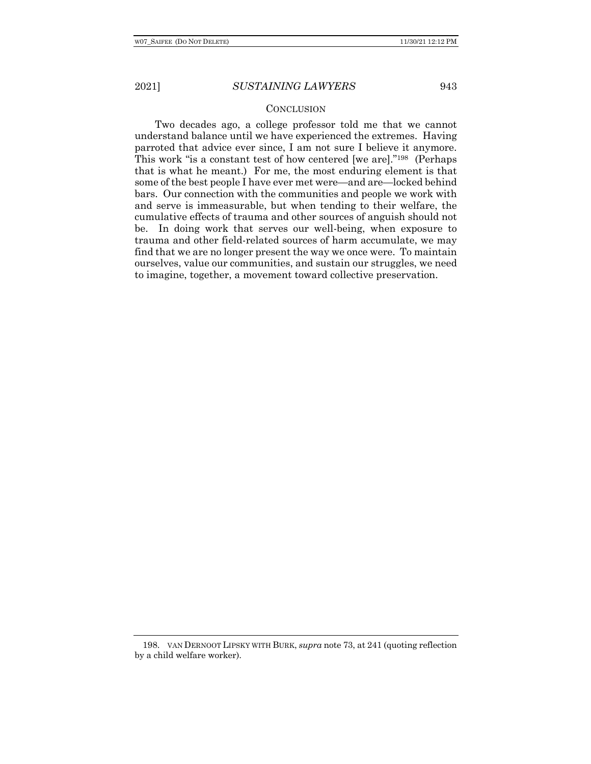## CONCLUSION

Two decades ago, a college professor told me that we cannot understand balance until we have experienced the extremes. Having parroted that advice ever since, I am not sure I believe it anymore. This work "is a constant test of how centered [we are]."[198] (Perhaps that is what he meant.) For me, the most enduring element is that some of the best people I have ever met were—and are—locked behind bars. Our connection with the communities and people we work with and serve is immeasurable, but when tending to their welfare, the cumulative effects of trauma and other sources of anguish should not be. In doing work that serves our well-being, when exposure to trauma and other field-related sources of harm accumulate, we may find that we are no longer present the way we once were. To maintain ourselves, value our communities, and sustain our struggles, we need to imagine, together, a movement toward collective preservation.

---

198. VAN DERNOOT LIPSKY WITH BURK, *supra* note 73, at 241 (quoting reflection by a child welfare worker).